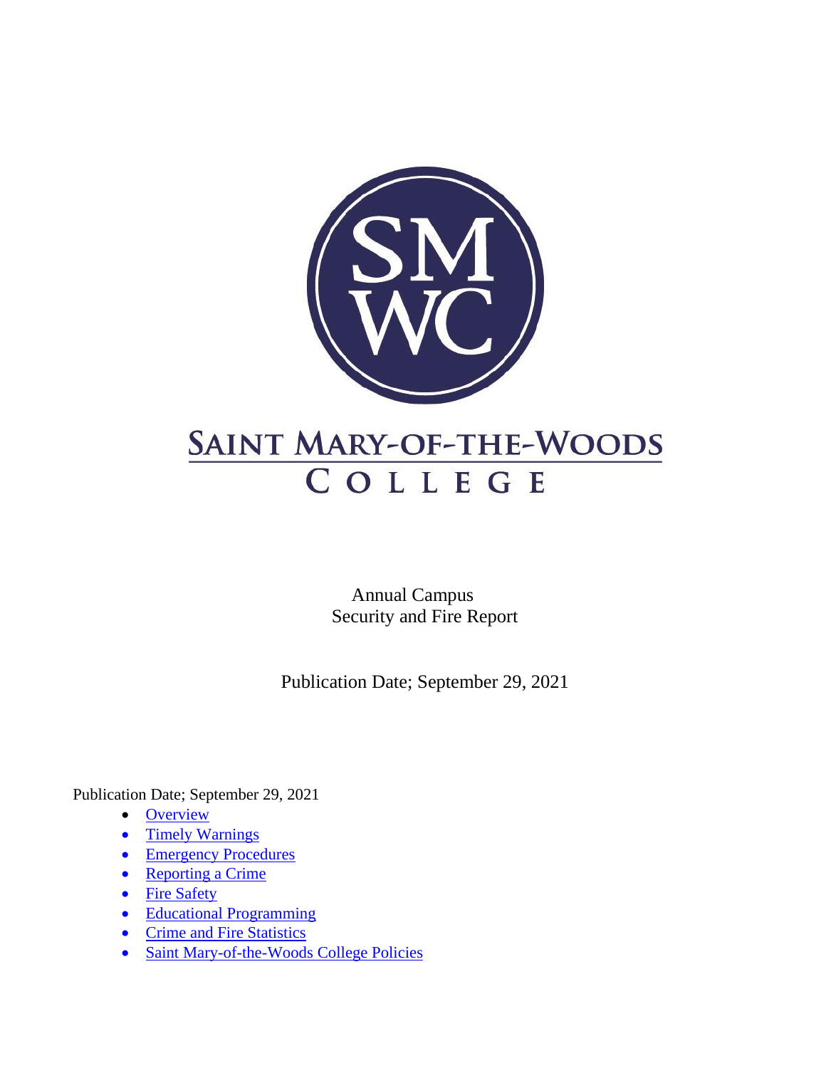# SAINT MARY-OF-THE-WOODS COLLEGE

Annual Campus Security and Fire Report

Publication Date; September 29, 2021

Publication Date; September 29, 2021

- Overview
- Timely Warnings
- Emergency Procedures
- Reporting a Crime
- Fire Safety
- Educational Programming
- Crime and Fire Statistics
- Saint Mary-of-the-Woods College Policies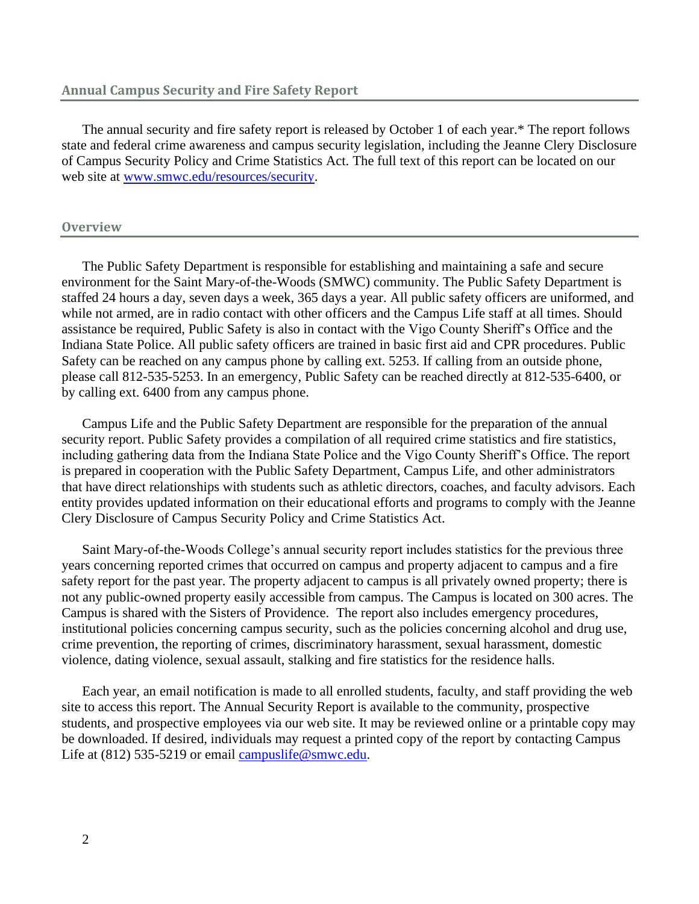## Annual Campus Security and Fire Safety Report

The annual security and fire safety report is released by October 1 of each year.* The report follows state and federal crime awareness and campus security legislation, including the Jeanne Clery Disclosure of Campus Security Policy and Crime Statistics Act. The full text of this report can be located on our web site at [www.smwc.edu/resources/security](www.smwc.edu/resources/security).

## Overview

The Public Safety Department is responsible for establishing and maintaining a safe and secure environment for the Saint Mary-of-the-Woods (SMWC) community. The Public Safety Department is staffed 24 hours a day, seven days a week, 365 days a year. All public safety officers are uniformed, and while not armed, are in radio contact with other officers and the Campus Life staff at all times. Should assistance be required, Public Safety is also in contact with the Vigo County Sheriff's Office and the Indiana State Police. All public safety officers are trained in basic first aid and CPR procedures. Public Safety can be reached on any campus phone by calling ext. 5253. If calling from an outside phone, please call 812-535-5253. In an emergency, Public Safety can be reached directly at 812-535-6400, or by calling ext. 6400 from any campus phone.

Campus Life and the Public Safety Department are responsible for the preparation of the annual security report. Public Safety provides a compilation of all required crime statistics and fire statistics, including gathering data from the Indiana State Police and the Vigo County Sheriff's Office. The report is prepared in cooperation with the Public Safety Department, Campus Life, and other administrators that have direct relationships with students such as athletic directors, coaches, and faculty advisors. Each entity provides updated information on their educational efforts and programs to comply with the Jeanne Clery Disclosure of Campus Security Policy and Crime Statistics Act.

Saint Mary-of-the-Woods College's annual security report includes statistics for the previous three years concerning reported crimes that occurred on campus and property adjacent to campus and a fire safety report for the past year. The property adjacent to campus is all privately owned property; there is not any public-owned property easily accessible from campus. The Campus is located on 300 acres. The Campus is shared with the Sisters of Providence. The report also includes emergency procedures, institutional policies concerning campus security, such as the policies concerning alcohol and drug use, crime prevention, the reporting of crimes, discriminatory harassment, sexual harassment, domestic violence, dating violence, sexual assault, stalking and fire statistics for the residence halls.

Each year, an email notification is made to all enrolled students, faculty, and staff providing the web site to access this report. The Annual Security Report is available to the community, prospective students, and prospective employees via our web site. It may be reviewed online or a printable copy may be downloaded. If desired, individuals may request a printed copy of the report by contacting Campus Life at (812) 535-5219 or email [campuslife@smwc.edu](mailto:campuslife@smwc.edu).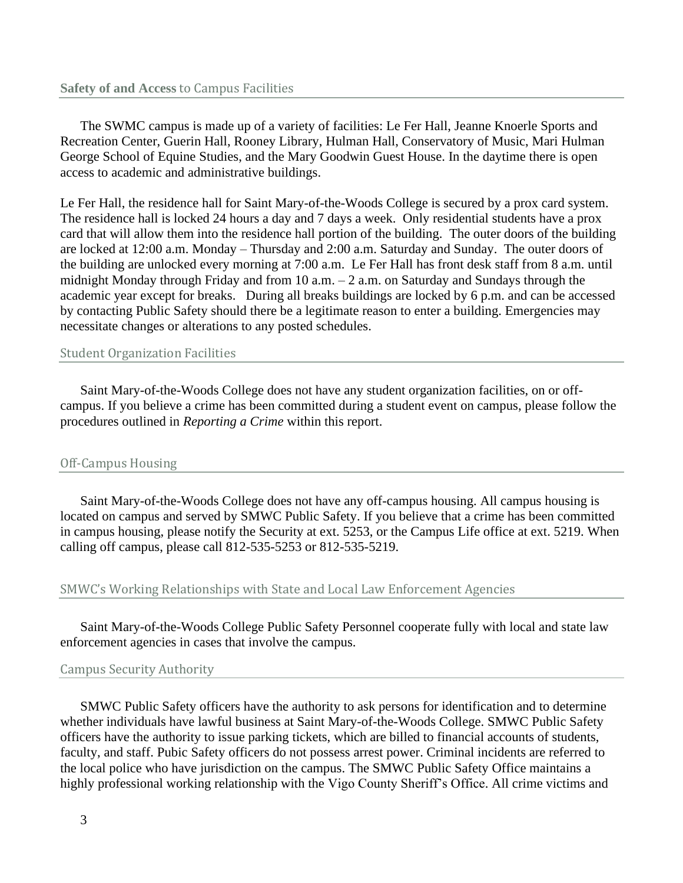## Safety of and Access to Campus Facilities

The SWMC campus is made up of a variety of facilities: Le Fer Hall, Jeanne Knoerle Sports and Recreation Center, Guerin Hall, Rooney Library, Hulman Hall, Conservatory of Music, Mari Hulman George School of Equine Studies, and the Mary Goodwin Guest House. In the daytime there is open access to academic and administrative buildings.

Le Fer Hall, the residence hall for Saint Mary-of-the-Woods College is secured by a prox card system. The residence hall is locked 24 hours a day and 7 days a week. Only residential students have a prox card that will allow them into the residence hall portion of the building. The outer doors of the building are locked at 12:00 a.m. Monday – Thursday and 2:00 a.m. Saturday and Sunday. The outer doors of the building are unlocked every morning at 7:00 a.m. Le Fer Hall has front desk staff from 8 a.m. until midnight Monday through Friday and from 10 a.m. – 2 a.m. on Saturday and Sundays through the academic year except for breaks. During all breaks buildings are locked by 6 p.m. and can be accessed by contacting Public Safety should there be a legitimate reason to enter a building. Emergencies may necessitate changes or alterations to any posted schedules.

## Student Organization Facilities

Saint Mary-of-the-Woods College does not have any student organization facilities, on or off-campus. If you believe a crime has been committed during a student event on campus, please follow the procedures outlined in *Reporting a Crime* within this report.

## Off-Campus Housing

Saint Mary-of-the-Woods College does not have any off-campus housing. All campus housing is located on campus and served by SMWC Public Safety. If you believe that a crime has been committed in campus housing, please notify the Security at ext. 5253, or the Campus Life office at ext. 5219. When calling off campus, please call 812-535-5253 or 812-535-5219.

## SMWC's Working Relationships with State and Local Law Enforcement Agencies

Saint Mary-of-the-Woods College Public Safety Personnel cooperate fully with local and state law enforcement agencies in cases that involve the campus.

## Campus Security Authority

SMWC Public Safety officers have the authority to ask persons for identification and to determine whether individuals have lawful business at Saint Mary-of-the-Woods College. SMWC Public Safety officers have the authority to issue parking tickets, which are billed to financial accounts of students, faculty, and staff. Pubic Safety officers do not possess arrest power. Criminal incidents are referred to the local police who have jurisdiction on the campus. The SMWC Public Safety Office maintains a highly professional working relationship with the Vigo County Sheriff's Office. All crime victims and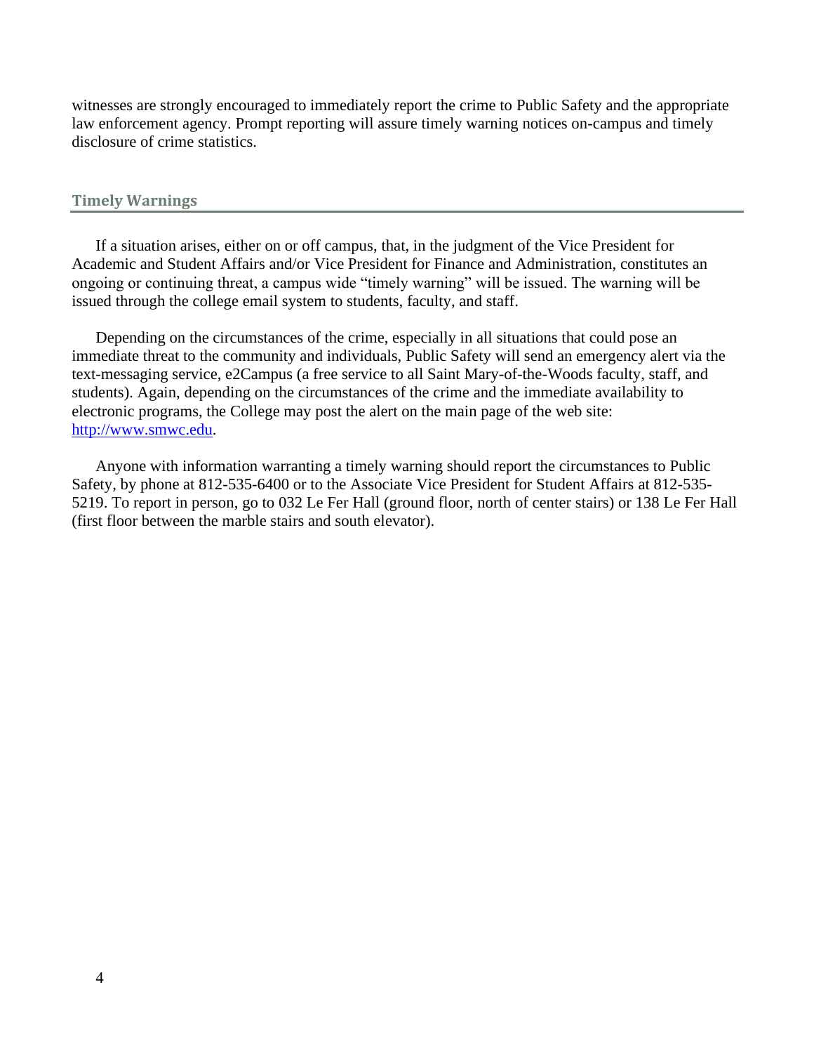witnesses are strongly encouraged to immediately report the crime to Public Safety and the appropriate law enforcement agency. Prompt reporting will assure timely warning notices on-campus and timely disclosure of crime statistics.

## Timely Warnings

If a situation arises, either on or off campus, that, in the judgment of the Vice President for Academic and Student Affairs and/or Vice President for Finance and Administration, constitutes an ongoing or continuing threat, a campus wide "timely warning" will be issued. The warning will be issued through the college email system to students, faculty, and staff.

Depending on the circumstances of the crime, especially in all situations that could pose an immediate threat to the community and individuals, Public Safety will send an emergency alert via the text-messaging service, e2Campus (a free service to all Saint Mary-of-the-Woods faculty, staff, and students). Again, depending on the circumstances of the crime and the immediate availability to electronic programs, the College may post the alert on the main page of the web site: [http://www.smwc.edu](http://www.smwc.edu).

Anyone with information warranting a timely warning should report the circumstances to Public Safety, by phone at 812-535-6400 or to the Associate Vice President for Student Affairs at 812-535-5219. To report in person, go to 032 Le Fer Hall (ground floor, north of center stairs) or 138 Le Fer Hall (first floor between the marble stairs and south elevator).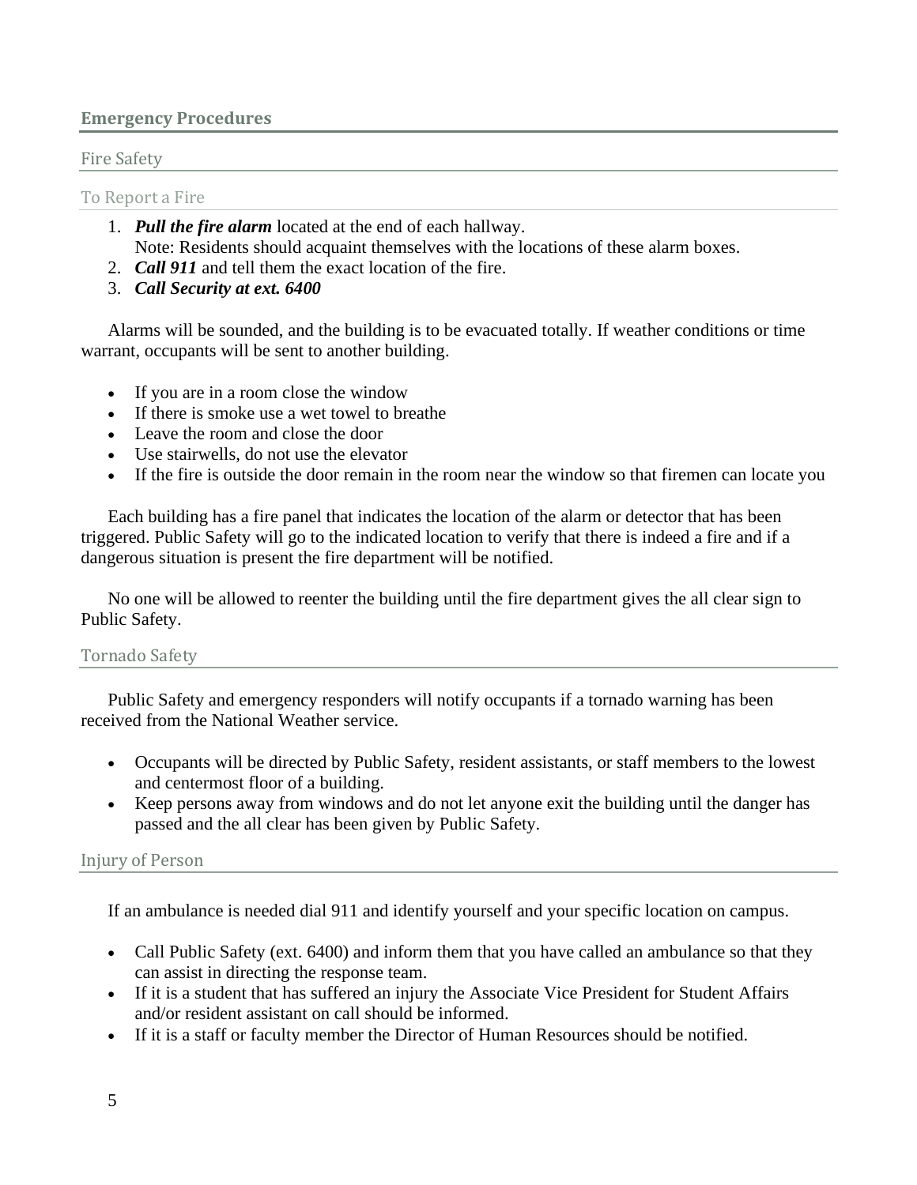## Emergency Procedures

### Fire Safety

#### To Report a Fire

1. ***Pull the fire alarm*** located at the end of each hallway.
   Note: Residents should acquaint themselves with the locations of these alarm boxes.
2. ***Call 911*** and tell them the exact location of the fire.
3. ***Call Security at ext. 6400***

Alarms will be sounded, and the building is to be evacuated totally. If weather conditions or time warrant, occupants will be sent to another building.

- If you are in a room close the window
- If there is smoke use a wet towel to breathe
- Leave the room and close the door
- Use stairwells, do not use the elevator
- If the fire is outside the door remain in the room near the window so that firemen can locate you

Each building has a fire panel that indicates the location of the alarm or detector that has been triggered. Public Safety will go to the indicated location to verify that there is indeed a fire and if a dangerous situation is present the fire department will be notified.

No one will be allowed to reenter the building until the fire department gives the all clear sign to Public Safety.

### Tornado Safety

Public Safety and emergency responders will notify occupants if a tornado warning has been received from the National Weather service.

- Occupants will be directed by Public Safety, resident assistants, or staff members to the lowest and centermost floor of a building.
- Keep persons away from windows and do not let anyone exit the building until the danger has passed and the all clear has been given by Public Safety.

### Injury of Person

If an ambulance is needed dial 911 and identify yourself and your specific location on campus.

- Call Public Safety (ext. 6400) and inform them that you have called an ambulance so that they can assist in directing the response team.
- If it is a student that has suffered an injury the Associate Vice President for Student Affairs and/or resident assistant on call should be informed.
- If it is a staff or faculty member the Director of Human Resources should be notified.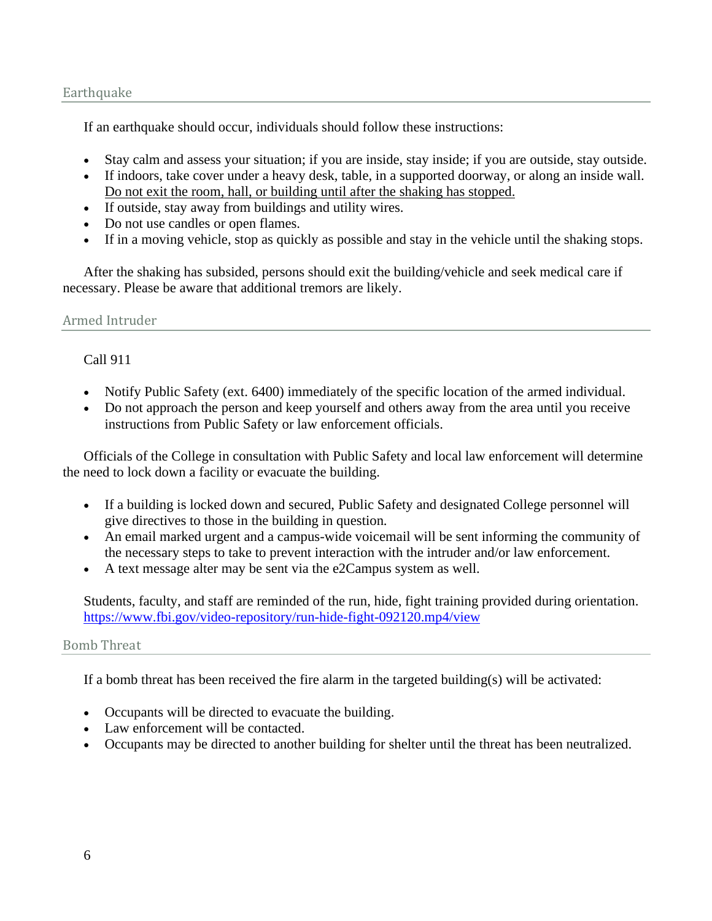## Earthquake

If an earthquake should occur, individuals should follow these instructions:

- Stay calm and assess your situation; if you are inside, stay inside; if you are outside, stay outside.
- If indoors, take cover under a heavy desk, table, in a supported doorway, or along an inside wall. <u>Do not exit the room, hall, or building until after the shaking has stopped.</u>
- If outside, stay away from buildings and utility wires.
- Do not use candles or open flames.
- If in a moving vehicle, stop as quickly as possible and stay in the vehicle until the shaking stops.

After the shaking has subsided, persons should exit the building/vehicle and seek medical care if necessary. Please be aware that additional tremors are likely.

## Armed Intruder

Call 911

- Notify Public Safety (ext. 6400) immediately of the specific location of the armed individual.
- Do not approach the person and keep yourself and others away from the area until you receive instructions from Public Safety or law enforcement officials.

Officials of the College in consultation with Public Safety and local law enforcement will determine the need to lock down a facility or evacuate the building.

- If a building is locked down and secured, Public Safety and designated College personnel will give directives to those in the building in question.
- An email marked urgent and a campus-wide voicemail will be sent informing the community of the necessary steps to take to prevent interaction with the intruder and/or law enforcement.
- A text message alter may be sent via the e2Campus system as well.

Students, faculty, and staff are reminded of the run, hide, fight training provided during orientation. https://www.fbi.gov/video-repository/run-hide-fight-092120.mp4/view

## Bomb Threat

If a bomb threat has been received the fire alarm in the targeted building(s) will be activated:

- Occupants will be directed to evacuate the building.
- Law enforcement will be contacted.
- Occupants may be directed to another building for shelter until the threat has been neutralized.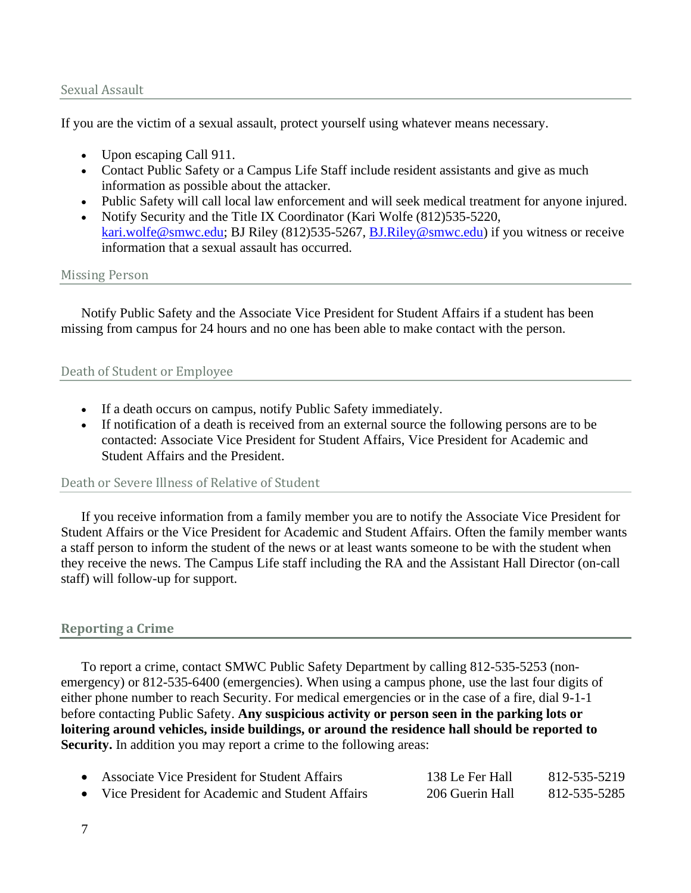## Sexual Assault

If you are the victim of a sexual assault, protect yourself using whatever means necessary.

- Upon escaping Call 911.
- Contact Public Safety or a Campus Life Staff include resident assistants and give as much information as possible about the attacker.
- Public Safety will call local law enforcement and will seek medical treatment for anyone injured.
- Notify Security and the Title IX Coordinator (Kari Wolfe (812)535-5220, kari.wolfe@smwc.edu; BJ Riley (812)535-5267, BJ.Riley@smwc.edu) if you witness or receive information that a sexual assault has occurred.

## Missing Person

Notify Public Safety and the Associate Vice President for Student Affairs if a student has been missing from campus for 24 hours and no one has been able to make contact with the person.

## Death of Student or Employee

- If a death occurs on campus, notify Public Safety immediately.
- If notification of a death is received from an external source the following persons are to be contacted: Associate Vice President for Student Affairs, Vice President for Academic and Student Affairs and the President.

## Death or Severe Illness of Relative of Student

If you receive information from a family member you are to notify the Associate Vice President for Student Affairs or the Vice President for Academic and Student Affairs. Often the family member wants a staff person to inform the student of the news or at least wants someone to be with the student when they receive the news. The Campus Life staff including the RA and the Assistant Hall Director (on-call staff) will follow-up for support.

## Reporting a Crime

To report a crime, contact SMWC Public Safety Department by calling 812-535-5253 (non-emergency) or 812-535-6400 (emergencies). When using a campus phone, use the last four digits of either phone number to reach Security. For medical emergencies or in the case of a fire, dial 9-1-1 before contacting Public Safety. **Any suspicious activity or person seen in the parking lots or loitering around vehicles, inside buildings, or around the residence hall should be reported to Security.** In addition you may report a crime to the following areas:

- Associate Vice President for Student Affairs — 138 Le Fer Hall — 812-535-5219
- Vice President for Academic and Student Affairs — 206 Guerin Hall — 812-535-5285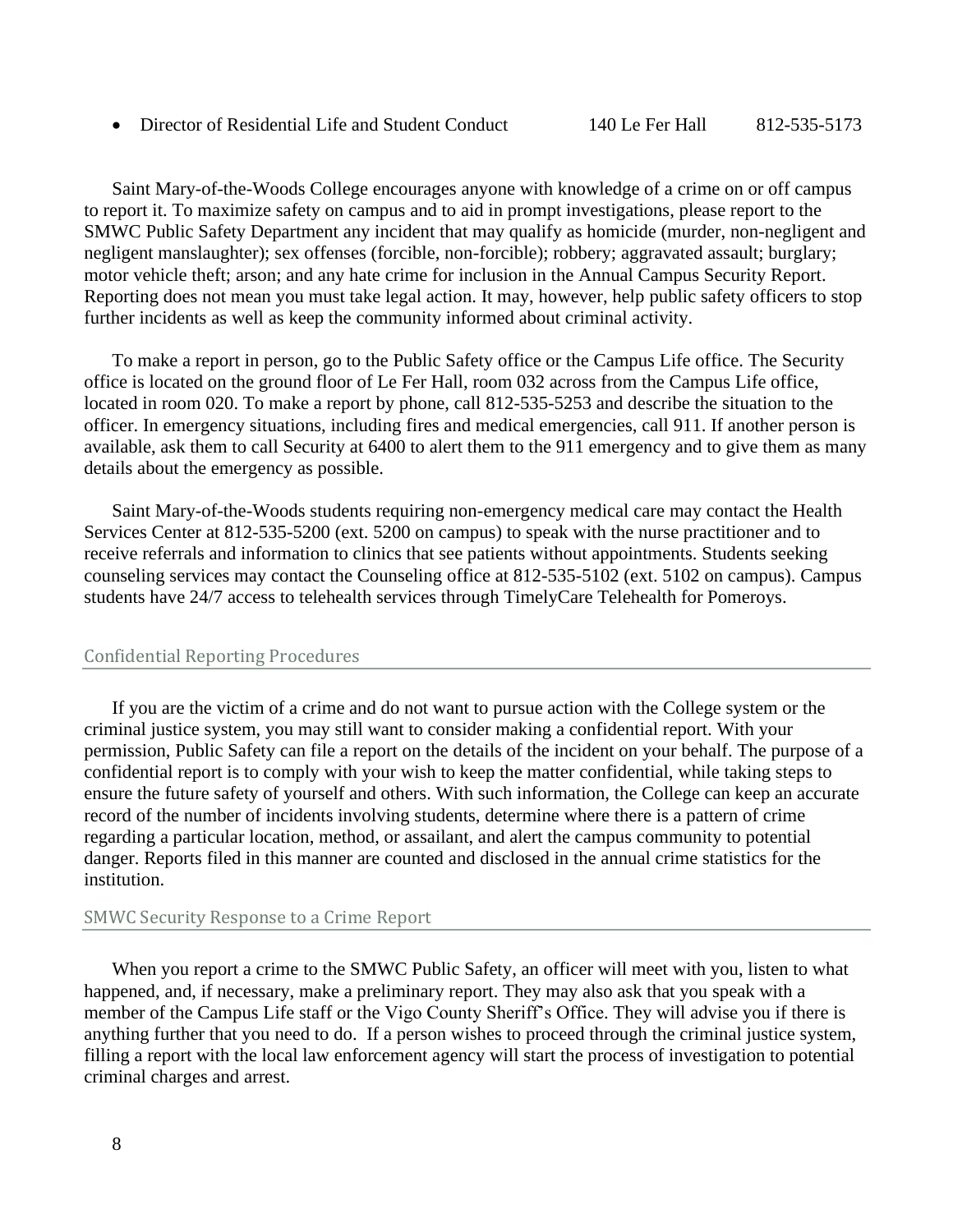- Director of Residential Life and Student Conduct 140 Le Fer Hall 812-535-5173

Saint Mary-of-the-Woods College encourages anyone with knowledge of a crime on or off campus to report it. To maximize safety on campus and to aid in prompt investigations, please report to the SMWC Public Safety Department any incident that may qualify as homicide (murder, non-negligent and negligent manslaughter); sex offenses (forcible, non-forcible); robbery; aggravated assault; burglary; motor vehicle theft; arson; and any hate crime for inclusion in the Annual Campus Security Report. Reporting does not mean you must take legal action. It may, however, help public safety officers to stop further incidents as well as keep the community informed about criminal activity.

To make a report in person, go to the Public Safety office or the Campus Life office. The Security office is located on the ground floor of Le Fer Hall, room 032 across from the Campus Life office, located in room 020. To make a report by phone, call 812-535-5253 and describe the situation to the officer. In emergency situations, including fires and medical emergencies, call 911. If another person is available, ask them to call Security at 6400 to alert them to the 911 emergency and to give them as many details about the emergency as possible.

Saint Mary-of-the-Woods students requiring non-emergency medical care may contact the Health Services Center at 812-535-5200 (ext. 5200 on campus) to speak with the nurse practitioner and to receive referrals and information to clinics that see patients without appointments. Students seeking counseling services may contact the Counseling office at 812-535-5102 (ext. 5102 on campus). Campus students have 24/7 access to telehealth services through TimelyCare Telehealth for Pomeroys.

## Confidential Reporting Procedures

If you are the victim of a crime and do not want to pursue action with the College system or the criminal justice system, you may still want to consider making a confidential report. With your permission, Public Safety can file a report on the details of the incident on your behalf. The purpose of a confidential report is to comply with your wish to keep the matter confidential, while taking steps to ensure the future safety of yourself and others. With such information, the College can keep an accurate record of the number of incidents involving students, determine where there is a pattern of crime regarding a particular location, method, or assailant, and alert the campus community to potential danger. Reports filed in this manner are counted and disclosed in the annual crime statistics for the institution.

## SMWC Security Response to a Crime Report

When you report a crime to the SMWC Public Safety, an officer will meet with you, listen to what happened, and, if necessary, make a preliminary report. They may also ask that you speak with a member of the Campus Life staff or the Vigo County Sheriff's Office. They will advise you if there is anything further that you need to do. If a person wishes to proceed through the criminal justice system, filling a report with the local law enforcement agency will start the process of investigation to potential criminal charges and arrest.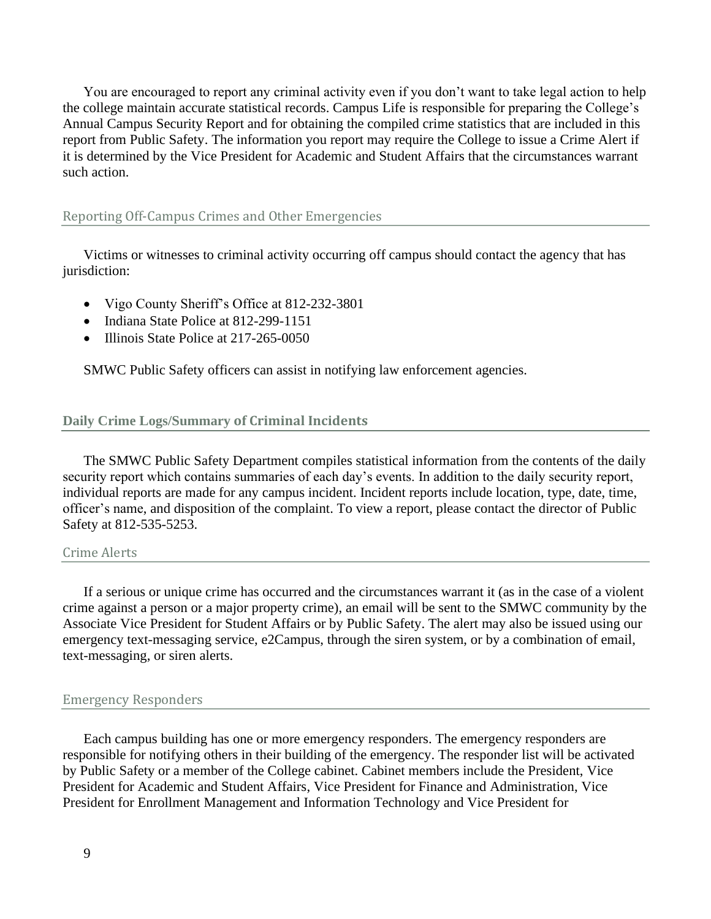You are encouraged to report any criminal activity even if you don't want to take legal action to help the college maintain accurate statistical records. Campus Life is responsible for preparing the College's Annual Campus Security Report and for obtaining the compiled crime statistics that are included in this report from Public Safety. The information you report may require the College to issue a Crime Alert if it is determined by the Vice President for Academic and Student Affairs that the circumstances warrant such action.

### Reporting Off-Campus Crimes and Other Emergencies

Victims or witnesses to criminal activity occurring off campus should contact the agency that has jurisdiction:

- Vigo County Sheriff's Office at 812-232-3801
- Indiana State Police at 812-299-1151
- Illinois State Police at 217-265-0050

SMWC Public Safety officers can assist in notifying law enforcement agencies.

## Daily Crime Logs/Summary of Criminal Incidents

The SMWC Public Safety Department compiles statistical information from the contents of the daily security report which contains summaries of each day's events. In addition to the daily security report, individual reports are made for any campus incident. Incident reports include location, type, date, time, officer's name, and disposition of the complaint. To view a report, please contact the director of Public Safety at 812-535-5253.

### Crime Alerts

If a serious or unique crime has occurred and the circumstances warrant it (as in the case of a violent crime against a person or a major property crime), an email will be sent to the SMWC community by the Associate Vice President for Student Affairs or by Public Safety. The alert may also be issued using our emergency text-messaging service, e2Campus, through the siren system, or by a combination of email, text-messaging, or siren alerts.

### Emergency Responders

Each campus building has one or more emergency responders. The emergency responders are responsible for notifying others in their building of the emergency. The responder list will be activated by Public Safety or a member of the College cabinet. Cabinet members include the President, Vice President for Academic and Student Affairs, Vice President for Finance and Administration, Vice President for Enrollment Management and Information Technology and Vice President for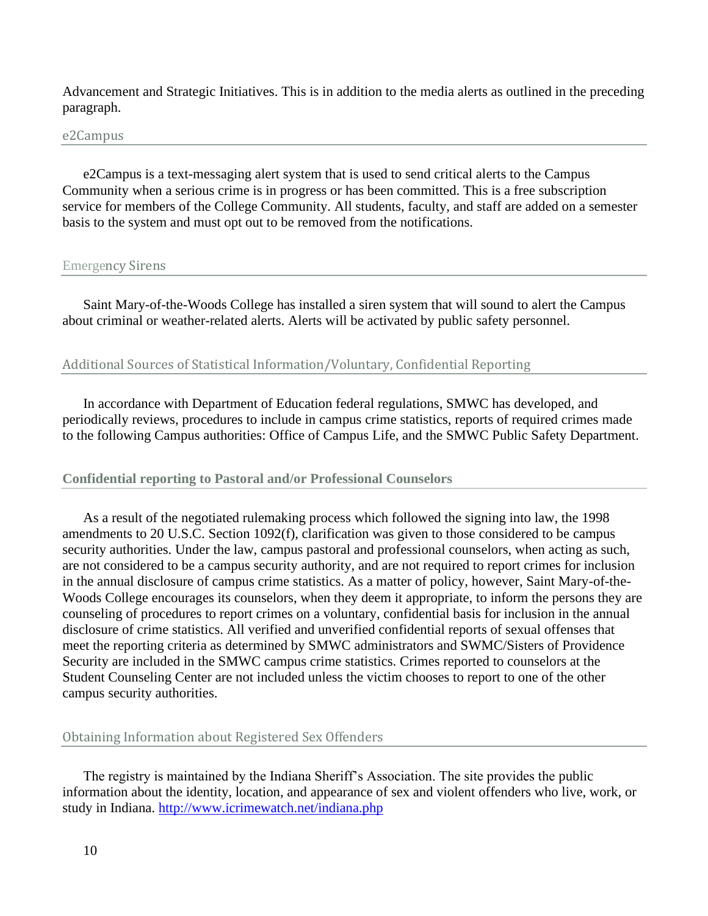Advancement and Strategic Initiatives. This is in addition to the media alerts as outlined in the preceding paragraph.

## e2Campus

e2Campus is a text-messaging alert system that is used to send critical alerts to the Campus Community when a serious crime is in progress or has been committed. This is a free subscription service for members of the College Community. All students, faculty, and staff are added on a semester basis to the system and must opt out to be removed from the notifications.

## Emergency Sirens

Saint Mary-of-the-Woods College has installed a siren system that will sound to alert the Campus about criminal or weather-related alerts. Alerts will be activated by public safety personnel.

## Additional Sources of Statistical Information/Voluntary, Confidential Reporting

In accordance with Department of Education federal regulations, SMWC has developed, and periodically reviews, procedures to include in campus crime statistics, reports of required crimes made to the following Campus authorities: Office of Campus Life, and the SMWC Public Safety Department.

## **Confidential reporting to Pastoral and/or Professional Counselors**

As a result of the negotiated rulemaking process which followed the signing into law, the 1998 amendments to 20 U.S.C. Section 1092(f), clarification was given to those considered to be campus security authorities. Under the law, campus pastoral and professional counselors, when acting as such, are not considered to be a campus security authority, and are not required to report crimes for inclusion in the annual disclosure of campus crime statistics. As a matter of policy, however, Saint Mary-of-the-Woods College encourages its counselors, when they deem it appropriate, to inform the persons they are counseling of procedures to report crimes on a voluntary, confidential basis for inclusion in the annual disclosure of crime statistics. All verified and unverified confidential reports of sexual offenses that meet the reporting criteria as determined by SMWC administrators and SWMC/Sisters of Providence Security are included in the SMWC campus crime statistics. Crimes reported to counselors at the Student Counseling Center are not included unless the victim chooses to report to one of the other campus security authorities.

## Obtaining Information about Registered Sex Offenders

The registry is maintained by the Indiana Sheriff's Association. The site provides the public information about the identity, location, and appearance of sex and violent offenders who live, work, or study in Indiana. [http://www.icrimewatch.net/indiana.php](http://www.icrimewatch.net/indiana.php)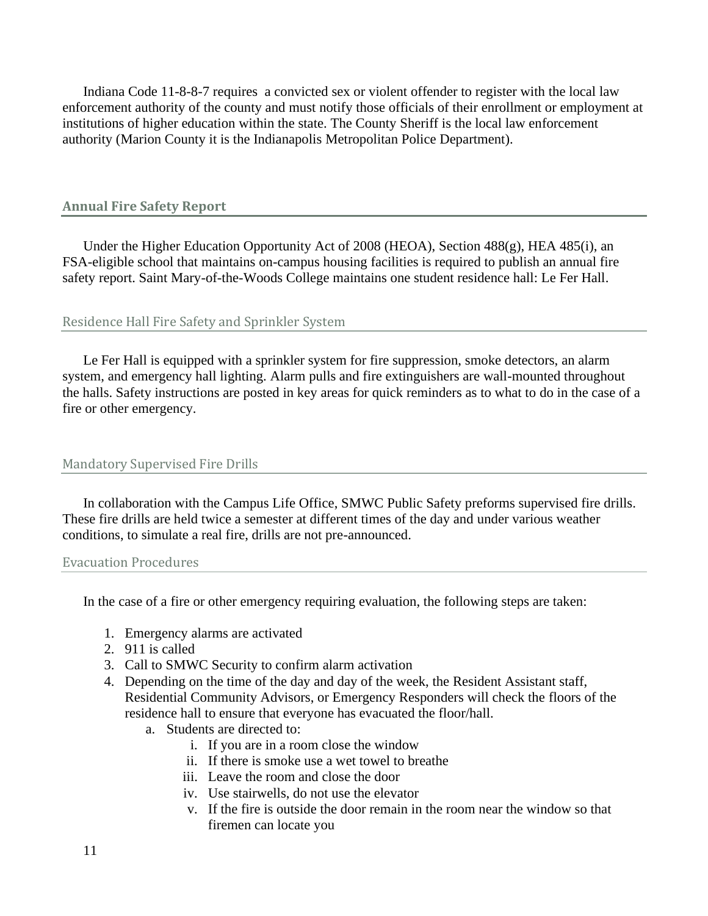Indiana Code 11-8-8-7 requires  a convicted sex or violent offender to register with the local law enforcement authority of the county and must notify those officials of their enrollment or employment at institutions of higher education within the state. The County Sheriff is the local law enforcement authority (Marion County it is the Indianapolis Metropolitan Police Department).

## Annual Fire Safety Report

Under the Higher Education Opportunity Act of 2008 (HEOA), Section 488(g), HEA 485(i), an FSA-eligible school that maintains on-campus housing facilities is required to publish an annual fire safety report. Saint Mary-of-the-Woods College maintains one student residence hall: Le Fer Hall.

### Residence Hall Fire Safety and Sprinkler System

Le Fer Hall is equipped with a sprinkler system for fire suppression, smoke detectors, an alarm system, and emergency hall lighting. Alarm pulls and fire extinguishers are wall-mounted throughout the halls. Safety instructions are posted in key areas for quick reminders as to what to do in the case of a fire or other emergency.

### Mandatory Supervised Fire Drills

In collaboration with the Campus Life Office, SMWC Public Safety preforms supervised fire drills. These fire drills are held twice a semester at different times of the day and under various weather conditions, to simulate a real fire, drills are not pre-announced.

### Evacuation Procedures

In the case of a fire or other emergency requiring evaluation, the following steps are taken:

1. Emergency alarms are activated
2. 911 is called
3. Call to SMWC Security to confirm alarm activation
4. Depending on the time of the day and day of the week, the Resident Assistant staff, Residential Community Advisors, or Emergency Responders will check the floors of the residence hall to ensure that everyone has evacuated the floor/hall.
    a. Students are directed to:
        i. If you are in a room close the window
        ii. If there is smoke use a wet towel to breathe
        iii. Leave the room and close the door
        iv. Use stairwells, do not use the elevator
        v. If the fire is outside the door remain in the room near the window so that firemen can locate you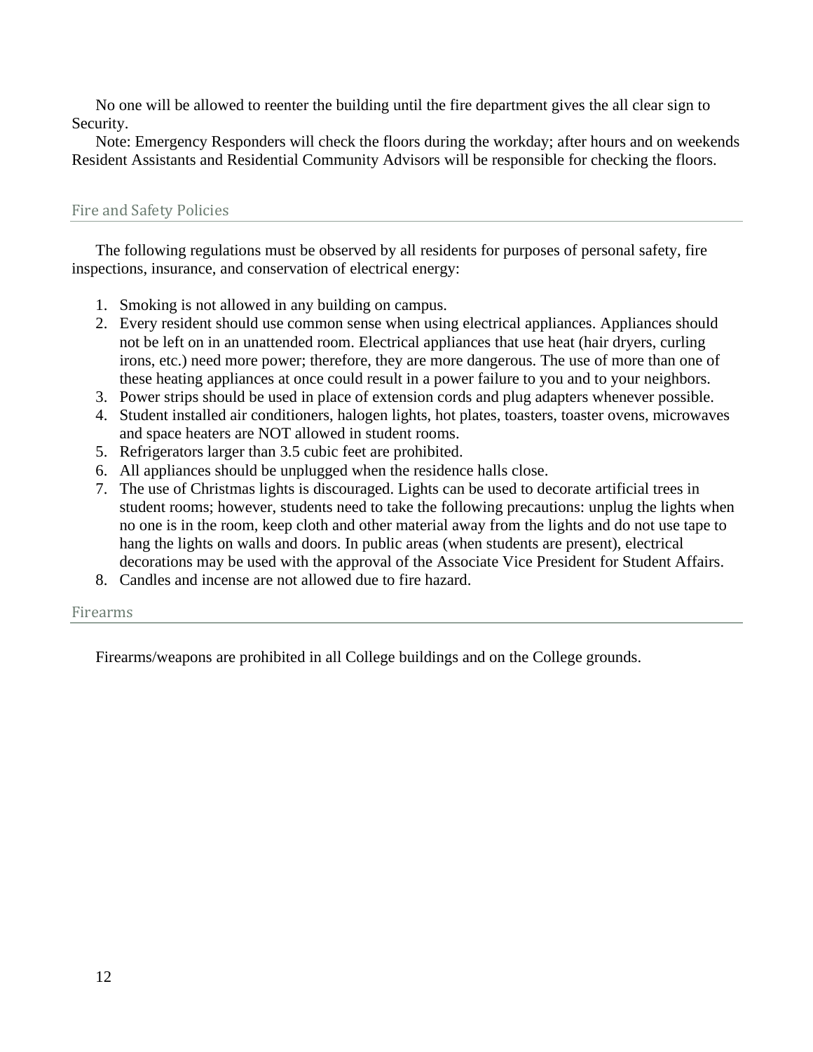No one will be allowed to reenter the building until the fire department gives the all clear sign to Security.

Note: Emergency Responders will check the floors during the workday; after hours and on weekends Resident Assistants and Residential Community Advisors will be responsible for checking the floors.

## Fire and Safety Policies

The following regulations must be observed by all residents for purposes of personal safety, fire inspections, insurance, and conservation of electrical energy:

1. Smoking is not allowed in any building on campus.
2. Every resident should use common sense when using electrical appliances. Appliances should not be left on in an unattended room. Electrical appliances that use heat (hair dryers, curling irons, etc.) need more power; therefore, they are more dangerous. The use of more than one of these heating appliances at once could result in a power failure to you and to your neighbors.
3. Power strips should be used in place of extension cords and plug adapters whenever possible.
4. Student installed air conditioners, halogen lights, hot plates, toasters, toaster ovens, microwaves and space heaters are NOT allowed in student rooms.
5. Refrigerators larger than 3.5 cubic feet are prohibited.
6. All appliances should be unplugged when the residence halls close.
7. The use of Christmas lights is discouraged. Lights can be used to decorate artificial trees in student rooms; however, students need to take the following precautions: unplug the lights when no one is in the room, keep cloth and other material away from the lights and do not use tape to hang the lights on walls and doors. In public areas (when students are present), electrical decorations may be used with the approval of the Associate Vice President for Student Affairs.
8. Candles and incense are not allowed due to fire hazard.

## Firearms

Firearms/weapons are prohibited in all College buildings and on the College grounds.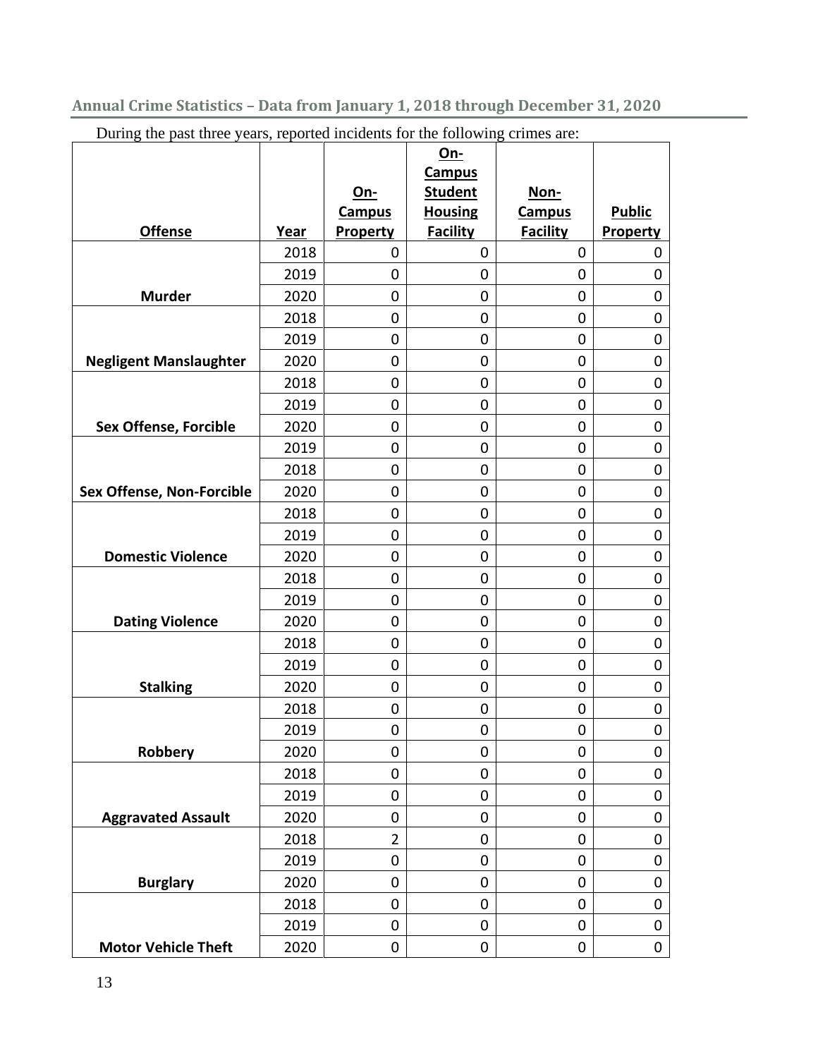## Annual Crime Statistics – Data from January 1, 2018 through December 31, 2020

During the past three years, reported incidents for the following crimes are:

| Offense | Year | On-Campus Property | On-Campus Student Housing Facility | Non-Campus Facility | Public Property |
|---|---|---|---|---|---|
| | 2018 | 0 | 0 | 0 | 0 |
| | 2019 | 0 | 0 | 0 | 0 |
| **Murder** | 2020 | 0 | 0 | 0 | 0 |
| | 2018 | 0 | 0 | 0 | 0 |
| | 2019 | 0 | 0 | 0 | 0 |
| **Negligent Manslaughter** | 2020 | 0 | 0 | 0 | 0 |
| | 2018 | 0 | 0 | 0 | 0 |
| | 2019 | 0 | 0 | 0 | 0 |
| **Sex Offense, Forcible** | 2020 | 0 | 0 | 0 | 0 |
| | 2019 | 0 | 0 | 0 | 0 |
| | 2018 | 0 | 0 | 0 | 0 |
| **Sex Offense, Non-Forcible** | 2020 | 0 | 0 | 0 | 0 |
| | 2018 | 0 | 0 | 0 | 0 |
| | 2019 | 0 | 0 | 0 | 0 |
| **Domestic Violence** | 2020 | 0 | 0 | 0 | 0 |
| | 2018 | 0 | 0 | 0 | 0 |
| | 2019 | 0 | 0 | 0 | 0 |
| **Dating Violence** | 2020 | 0 | 0 | 0 | 0 |
| | 2018 | 0 | 0 | 0 | 0 |
| | 2019 | 0 | 0 | 0 | 0 |
| **Stalking** | 2020 | 0 | 0 | 0 | 0 |
| | 2018 | 0 | 0 | 0 | 0 |
| | 2019 | 0 | 0 | 0 | 0 |
| **Robbery** | 2020 | 0 | 0 | 0 | 0 |
| | 2018 | 0 | 0 | 0 | 0 |
| | 2019 | 0 | 0 | 0 | 0 |
| **Aggravated Assault** | 2020 | 0 | 0 | 0 | 0 |
| | 2018 | 2 | 0 | 0 | 0 |
| | 2019 | 0 | 0 | 0 | 0 |
| **Burglary** | 2020 | 0 | 0 | 0 | 0 |
| | 2018 | 0 | 0 | 0 | 0 |
| | 2019 | 0 | 0 | 0 | 0 |
| **Motor Vehicle Theft** | 2020 | 0 | 0 | 0 | 0 |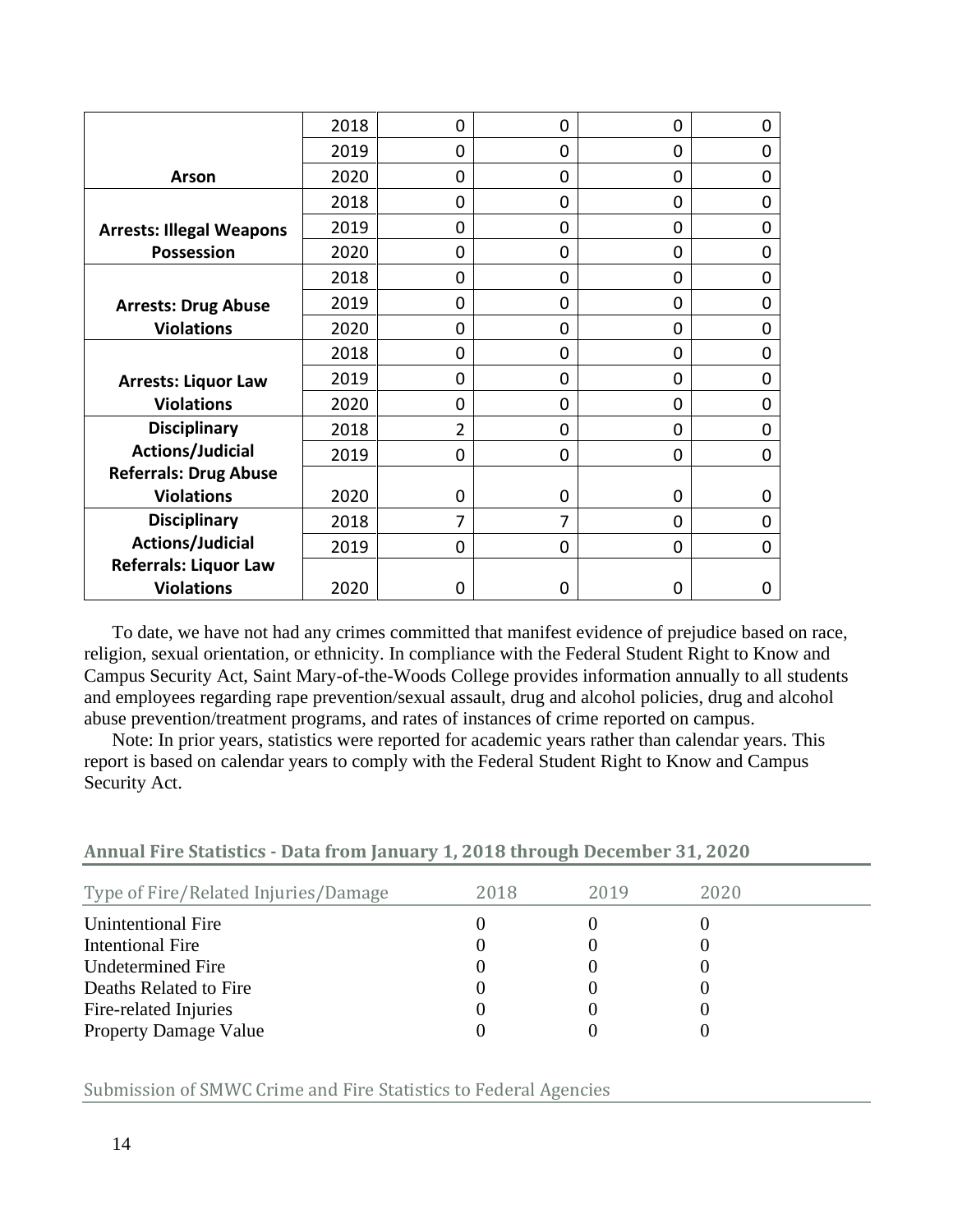| | | | | | |
|---|---|---|---|---|---|
| **Arson** | 2018 | 0 | 0 | 0 | 0 |
| | 2019 | 0 | 0 | 0 | 0 |
| | 2020 | 0 | 0 | 0 | 0 |
| **Arrests: Illegal Weapons Possession** | 2018 | 0 | 0 | 0 | 0 |
| | 2019 | 0 | 0 | 0 | 0 |
| | 2020 | 0 | 0 | 0 | 0 |
| **Arrests: Drug Abuse Violations** | 2018 | 0 | 0 | 0 | 0 |
| | 2019 | 0 | 0 | 0 | 0 |
| | 2020 | 0 | 0 | 0 | 0 |
| **Arrests: Liquor Law Violations** | 2018 | 0 | 0 | 0 | 0 |
| | 2019 | 0 | 0 | 0 | 0 |
| | 2020 | 0 | 0 | 0 | 0 |
| **Disciplinary Actions/Judicial Referrals: Drug Abuse Violations** | 2018 | 2 | 0 | 0 | 0 |
| | 2019 | 0 | 0 | 0 | 0 |
| | 2020 | 0 | 0 | 0 | 0 |
| **Disciplinary Actions/Judicial Referrals: Liquor Law Violations** | 2018 | 7 | 7 | 0 | 0 |
| | 2019 | 0 | 0 | 0 | 0 |
| | 2020 | 0 | 0 | 0 | 0 |

To date, we have not had any crimes committed that manifest evidence of prejudice based on race, religion, sexual orientation, or ethnicity. In compliance with the Federal Student Right to Know and Campus Security Act, Saint Mary-of-the-Woods College provides information annually to all students and employees regarding rape prevention/sexual assault, drug and alcohol policies, drug and alcohol abuse prevention/treatment programs, and rates of instances of crime reported on campus.

Note: In prior years, statistics were reported for academic years rather than calendar years. This report is based on calendar years to comply with the Federal Student Right to Know and Campus Security Act.

## Annual Fire Statistics - Data from January 1, 2018 through December 31, 2020

| Type of Fire/Related Injuries/Damage | 2018 | 2019 | 2020 |
|---|---|---|---|
| Unintentional Fire | 0 | 0 | 0 |
| Intentional Fire | 0 | 0 | 0 |
| Undetermined Fire | 0 | 0 | 0 |
| Deaths Related to Fire | 0 | 0 | 0 |
| Fire-related Injuries | 0 | 0 | 0 |
| Property Damage Value | 0 | 0 | 0 |

## Submission of SMWC Crime and Fire Statistics to Federal Agencies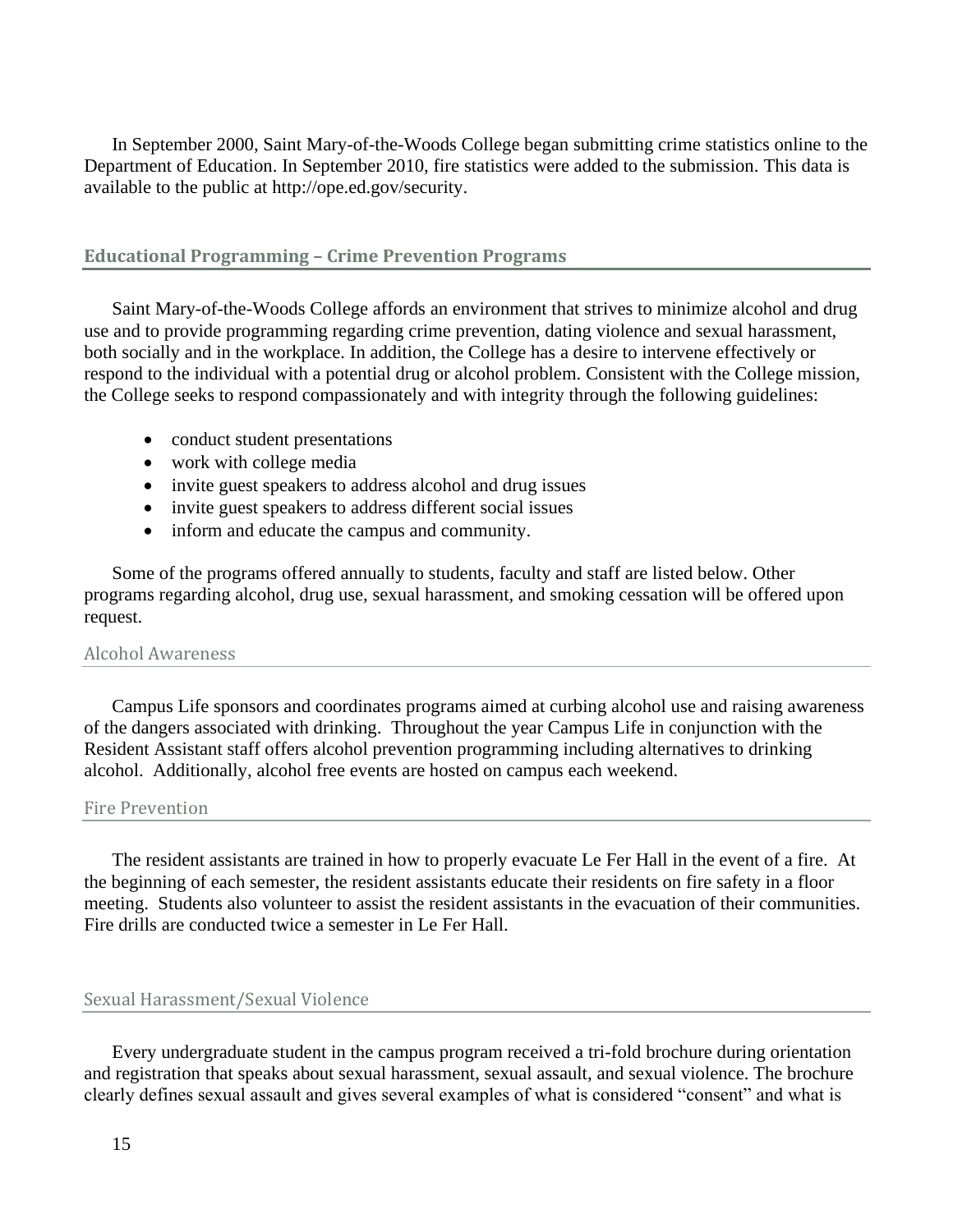In September 2000, Saint Mary-of-the-Woods College began submitting crime statistics online to the Department of Education. In September 2010, fire statistics were added to the submission. This data is available to the public at http://ope.ed.gov/security.

## Educational Programming – Crime Prevention Programs

Saint Mary-of-the-Woods College affords an environment that strives to minimize alcohol and drug use and to provide programming regarding crime prevention, dating violence and sexual harassment, both socially and in the workplace. In addition, the College has a desire to intervene effectively or respond to the individual with a potential drug or alcohol problem. Consistent with the College mission, the College seeks to respond compassionately and with integrity through the following guidelines:

- conduct student presentations
- work with college media
- invite guest speakers to address alcohol and drug issues
- invite guest speakers to address different social issues
- inform and educate the campus and community.

Some of the programs offered annually to students, faculty and staff are listed below. Other programs regarding alcohol, drug use, sexual harassment, and smoking cessation will be offered upon request.

### Alcohol Awareness

Campus Life sponsors and coordinates programs aimed at curbing alcohol use and raising awareness of the dangers associated with drinking. Throughout the year Campus Life in conjunction with the Resident Assistant staff offers alcohol prevention programming including alternatives to drinking alcohol. Additionally, alcohol free events are hosted on campus each weekend.

### Fire Prevention

The resident assistants are trained in how to properly evacuate Le Fer Hall in the event of a fire. At the beginning of each semester, the resident assistants educate their residents on fire safety in a floor meeting. Students also volunteer to assist the resident assistants in the evacuation of their communities. Fire drills are conducted twice a semester in Le Fer Hall.

### Sexual Harassment/Sexual Violence

Every undergraduate student in the campus program received a tri-fold brochure during orientation and registration that speaks about sexual harassment, sexual assault, and sexual violence. The brochure clearly defines sexual assault and gives several examples of what is considered "consent" and what is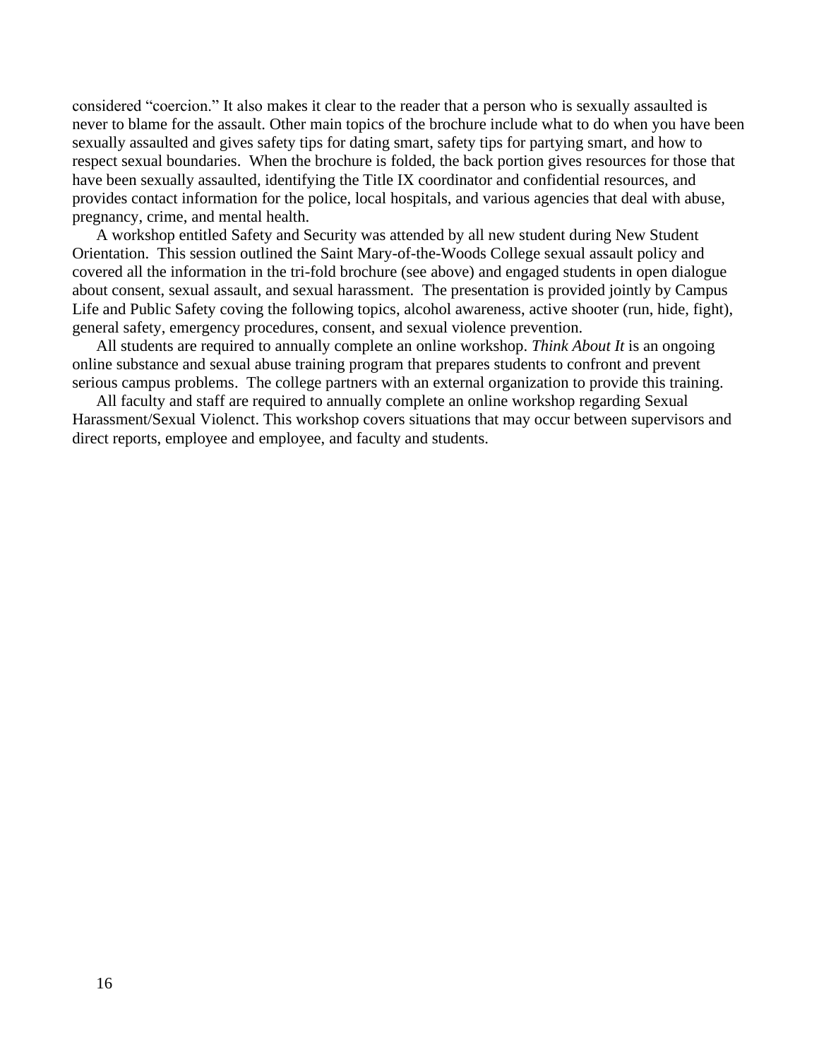considered “coercion.” It also makes it clear to the reader that a person who is sexually assaulted is never to blame for the assault. Other main topics of the brochure include what to do when you have been sexually assaulted and gives safety tips for dating smart, safety tips for partying smart, and how to respect sexual boundaries. When the brochure is folded, the back portion gives resources for those that have been sexually assaulted, identifying the Title IX coordinator and confidential resources, and provides contact information for the police, local hospitals, and various agencies that deal with abuse, pregnancy, crime, and mental health.

A workshop entitled Safety and Security was attended by all new student during New Student Orientation. This session outlined the Saint Mary-of-the-Woods College sexual assault policy and covered all the information in the tri-fold brochure (see above) and engaged students in open dialogue about consent, sexual assault, and sexual harassment. The presentation is provided jointly by Campus Life and Public Safety coving the following topics, alcohol awareness, active shooter (run, hide, fight), general safety, emergency procedures, consent, and sexual violence prevention.

All students are required to annually complete an online workshop. *Think About It* is an ongoing online substance and sexual abuse training program that prepares students to confront and prevent serious campus problems. The college partners with an external organization to provide this training.

All faculty and staff are required to annually complete an online workshop regarding Sexual Harassment/Sexual Violenct. This workshop covers situations that may occur between supervisors and direct reports, employee and employee, and faculty and students.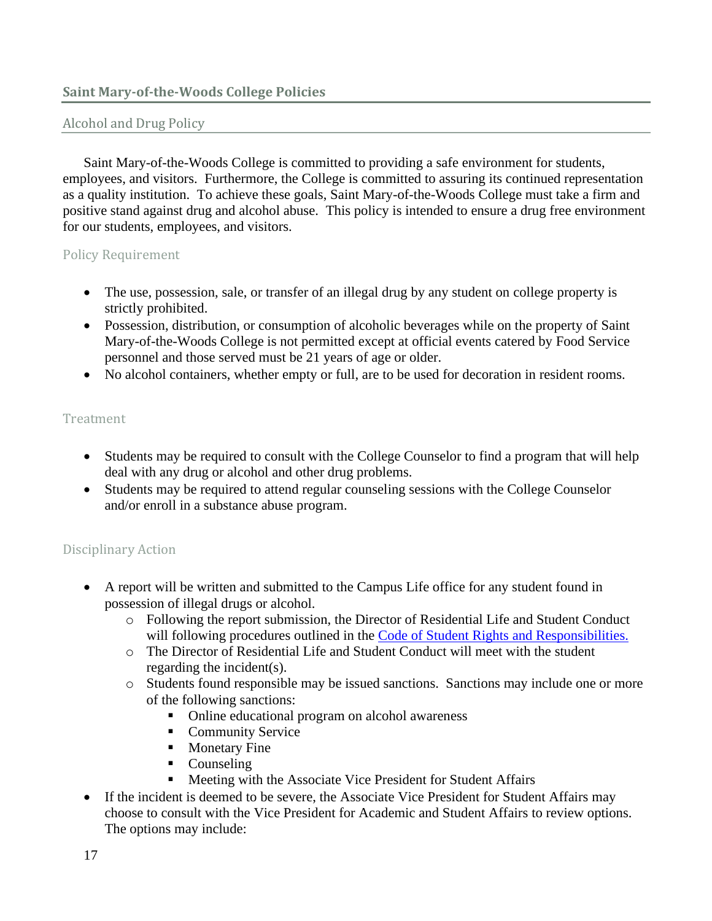## Saint Mary-of-the-Woods College Policies

### Alcohol and Drug Policy

Saint Mary-of-the-Woods College is committed to providing a safe environment for students, employees, and visitors. Furthermore, the College is committed to assuring its continued representation as a quality institution. To achieve these goals, Saint Mary-of-the-Woods College must take a firm and positive stand against drug and alcohol abuse. This policy is intended to ensure a drug free environment for our students, employees, and visitors.

#### Policy Requirement

- The use, possession, sale, or transfer of an illegal drug by any student on college property is strictly prohibited.
- Possession, distribution, or consumption of alcoholic beverages while on the property of Saint Mary-of-the-Woods College is not permitted except at official events catered by Food Service personnel and those served must be 21 years of age or older.
- No alcohol containers, whether empty or full, are to be used for decoration in resident rooms.

#### Treatment

- Students may be required to consult with the College Counselor to find a program that will help deal with any drug or alcohol and other drug problems.
- Students may be required to attend regular counseling sessions with the College Counselor and/or enroll in a substance abuse program.

#### Disciplinary Action

- A report will be written and submitted to the Campus Life office for any student found in possession of illegal drugs or alcohol.
  - Following the report submission, the Director of Residential Life and Student Conduct will following procedures outlined in the [Code of Student Rights and Responsibilities.]()
  - The Director of Residential Life and Student Conduct will meet with the student regarding the incident(s).
  - Students found responsible may be issued sanctions. Sanctions may include one or more of the following sanctions:
    - Online educational program on alcohol awareness
    - Community Service
    - Monetary Fine
    - Counseling
    - Meeting with the Associate Vice President for Student Affairs
- If the incident is deemed to be severe, the Associate Vice President for Student Affairs may choose to consult with the Vice President for Academic and Student Affairs to review options. The options may include: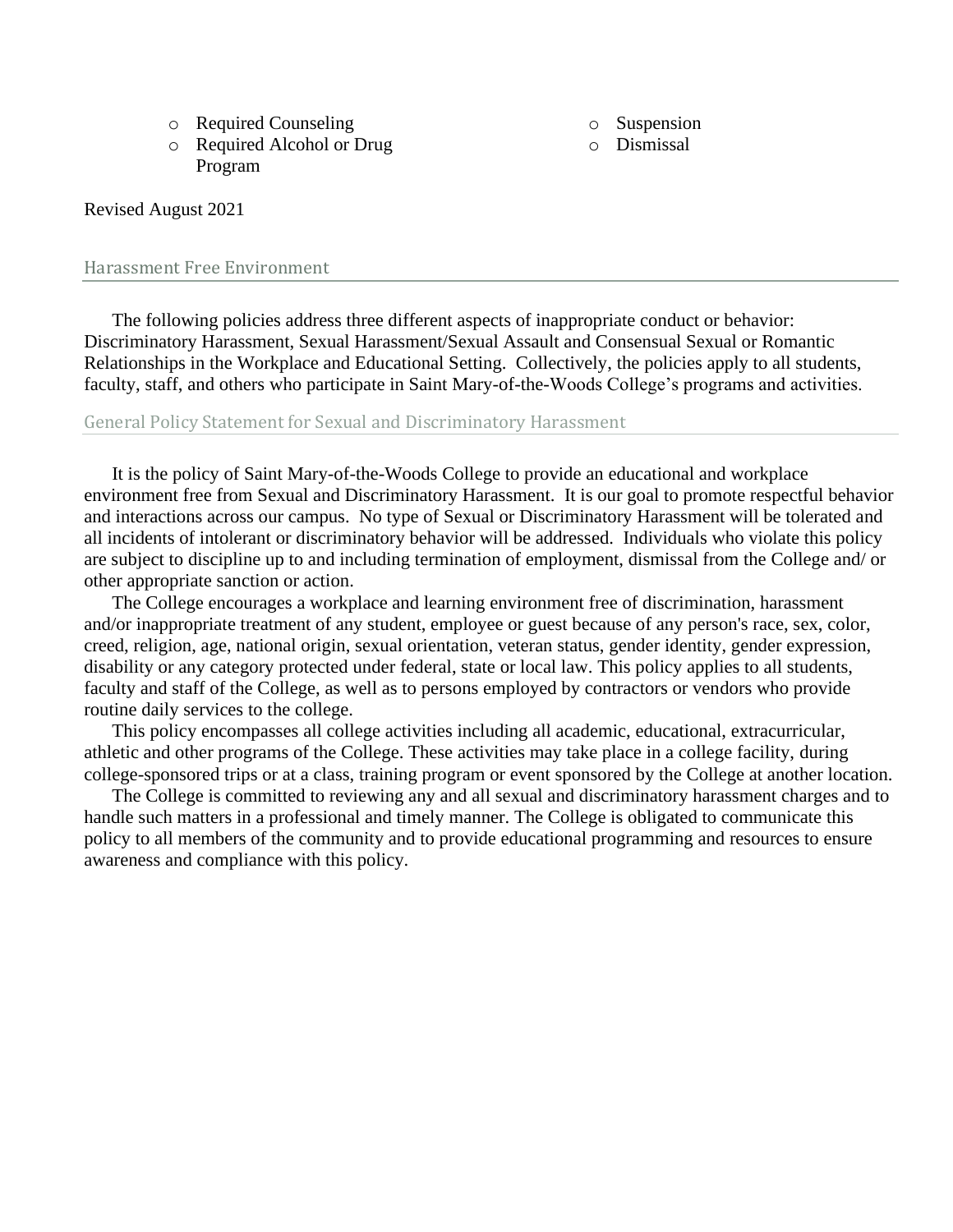- Required Counseling
- Required Alcohol or Drug Program
- Suspension
- Dismissal

Revised August 2021

## Harassment Free Environment

The following policies address three different aspects of inappropriate conduct or behavior: Discriminatory Harassment, Sexual Harassment/Sexual Assault and Consensual Sexual or Romantic Relationships in the Workplace and Educational Setting. Collectively, the policies apply to all students, faculty, staff, and others who participate in Saint Mary-of-the-Woods College's programs and activities.

### General Policy Statement for Sexual and Discriminatory Harassment

It is the policy of Saint Mary-of-the-Woods College to provide an educational and workplace environment free from Sexual and Discriminatory Harassment. It is our goal to promote respectful behavior and interactions across our campus. No type of Sexual or Discriminatory Harassment will be tolerated and all incidents of intolerant or discriminatory behavior will be addressed. Individuals who violate this policy are subject to discipline up to and including termination of employment, dismissal from the College and/ or other appropriate sanction or action.

The College encourages a workplace and learning environment free of discrimination, harassment and/or inappropriate treatment of any student, employee or guest because of any person's race, sex, color, creed, religion, age, national origin, sexual orientation, veteran status, gender identity, gender expression, disability or any category protected under federal, state or local law. This policy applies to all students, faculty and staff of the College, as well as to persons employed by contractors or vendors who provide routine daily services to the college.

This policy encompasses all college activities including all academic, educational, extracurricular, athletic and other programs of the College. These activities may take place in a college facility, during college-sponsored trips or at a class, training program or event sponsored by the College at another location.

The College is committed to reviewing any and all sexual and discriminatory harassment charges and to handle such matters in a professional and timely manner. The College is obligated to communicate this policy to all members of the community and to provide educational programming and resources to ensure awareness and compliance with this policy.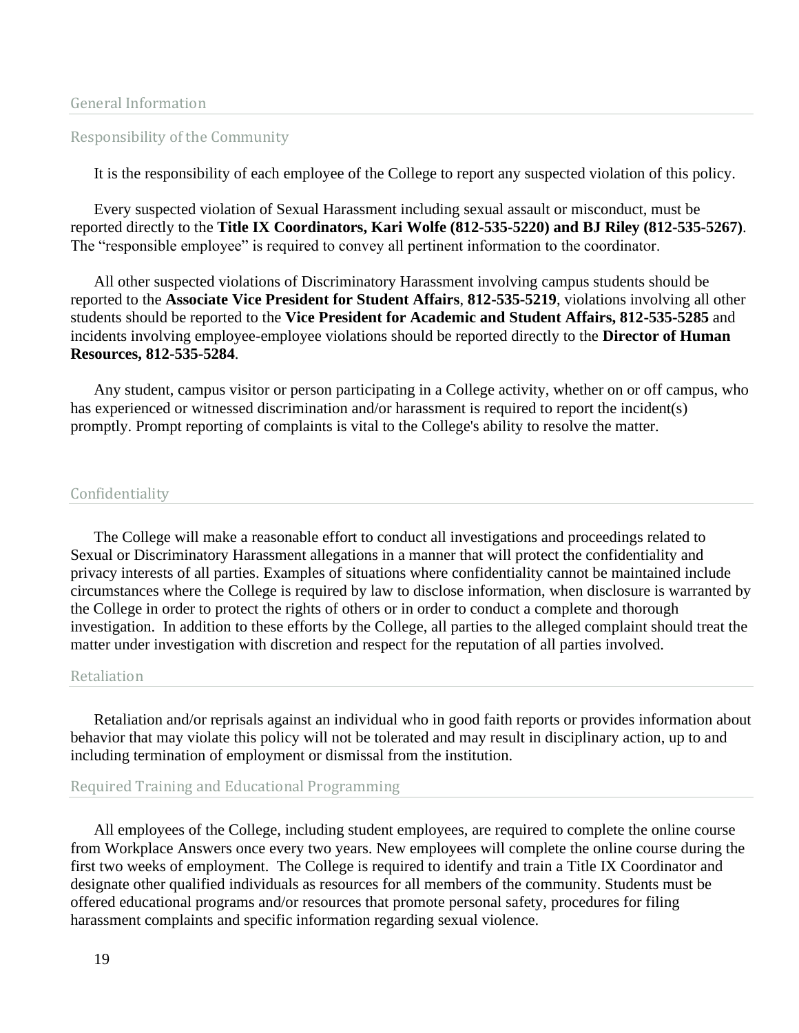## General Information

### Responsibility of the Community

It is the responsibility of each employee of the College to report any suspected violation of this policy.

Every suspected violation of Sexual Harassment including sexual assault or misconduct, must be reported directly to the **Title IX Coordinators, Kari Wolfe (812-535-5220) and BJ Riley (812-535-5267)**. The "responsible employee" is required to convey all pertinent information to the coordinator.

All other suspected violations of Discriminatory Harassment involving campus students should be reported to the **Associate Vice President for Student Affairs**, **812-535-5219**, violations involving all other students should be reported to the **Vice President for Academic and Student Affairs, 812-535-5285** and incidents involving employee-employee violations should be reported directly to the **Director of Human Resources, 812-535-5284**.

Any student, campus visitor or person participating in a College activity, whether on or off campus, who has experienced or witnessed discrimination and/or harassment is required to report the incident(s) promptly. Prompt reporting of complaints is vital to the College's ability to resolve the matter.

### Confidentiality

The College will make a reasonable effort to conduct all investigations and proceedings related to Sexual or Discriminatory Harassment allegations in a manner that will protect the confidentiality and privacy interests of all parties. Examples of situations where confidentiality cannot be maintained include circumstances where the College is required by law to disclose information, when disclosure is warranted by the College in order to protect the rights of others or in order to conduct a complete and thorough investigation. In addition to these efforts by the College, all parties to the alleged complaint should treat the matter under investigation with discretion and respect for the reputation of all parties involved.

### Retaliation

Retaliation and/or reprisals against an individual who in good faith reports or provides information about behavior that may violate this policy will not be tolerated and may result in disciplinary action, up to and including termination of employment or dismissal from the institution.

### Required Training and Educational Programming

All employees of the College, including student employees, are required to complete the online course from Workplace Answers once every two years. New employees will complete the online course during the first two weeks of employment. The College is required to identify and train a Title IX Coordinator and designate other qualified individuals as resources for all members of the community. Students must be offered educational programs and/or resources that promote personal safety, procedures for filing harassment complaints and specific information regarding sexual violence.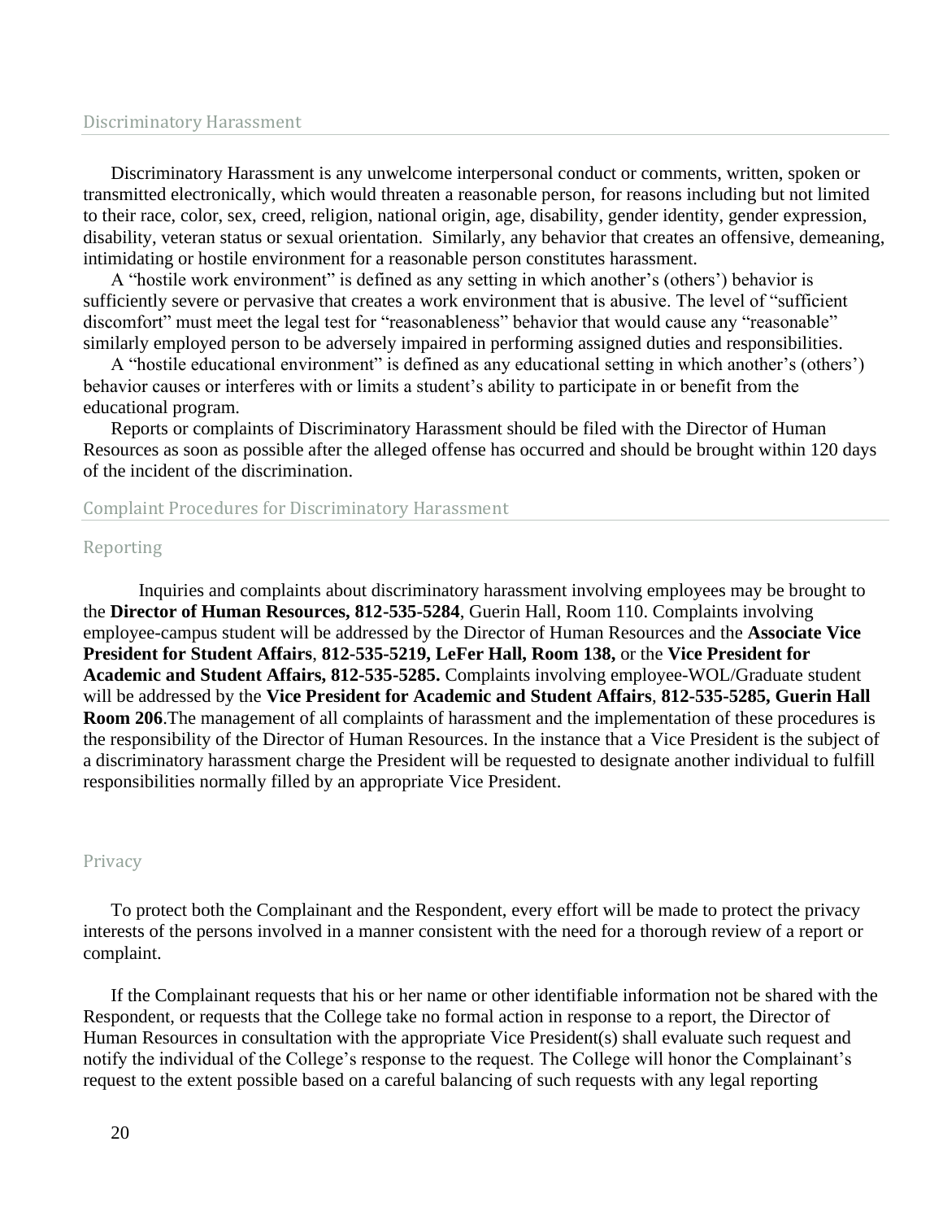## Discriminatory Harassment

Discriminatory Harassment is any unwelcome interpersonal conduct or comments, written, spoken or transmitted electronically, which would threaten a reasonable person, for reasons including but not limited to their race, color, sex, creed, religion, national origin, age, disability, gender identity, gender expression, disability, veteran status or sexual orientation. Similarly, any behavior that creates an offensive, demeaning, intimidating or hostile environment for a reasonable person constitutes harassment.

A "hostile work environment" is defined as any setting in which another's (others') behavior is sufficiently severe or pervasive that creates a work environment that is abusive. The level of "sufficient discomfort" must meet the legal test for "reasonableness" behavior that would cause any "reasonable" similarly employed person to be adversely impaired in performing assigned duties and responsibilities.

A "hostile educational environment" is defined as any educational setting in which another's (others') behavior causes or interferes with or limits a student's ability to participate in or benefit from the educational program.

Reports or complaints of Discriminatory Harassment should be filed with the Director of Human Resources as soon as possible after the alleged offense has occurred and should be brought within 120 days of the incident of the discrimination.

## Complaint Procedures for Discriminatory Harassment

### Reporting

Inquiries and complaints about discriminatory harassment involving employees may be brought to the **Director of Human Resources, 812-535-5284**, Guerin Hall, Room 110. Complaints involving employee-campus student will be addressed by the Director of Human Resources and the **Associate Vice President for Student Affairs**, **812-535-5219, LeFer Hall, Room 138,** or the **Vice President for Academic and Student Affairs, 812-535-5285.** Complaints involving employee-WOL/Graduate student will be addressed by the **Vice President for Academic and Student Affairs**, **812-535-5285, Guerin Hall Room 206**.The management of all complaints of harassment and the implementation of these procedures is the responsibility of the Director of Human Resources. In the instance that a Vice President is the subject of a discriminatory harassment charge the President will be requested to designate another individual to fulfill responsibilities normally filled by an appropriate Vice President.

### Privacy

To protect both the Complainant and the Respondent, every effort will be made to protect the privacy interests of the persons involved in a manner consistent with the need for a thorough review of a report or complaint.

If the Complainant requests that his or her name or other identifiable information not be shared with the Respondent, or requests that the College take no formal action in response to a report, the Director of Human Resources in consultation with the appropriate Vice President(s) shall evaluate such request and notify the individual of the College's response to the request. The College will honor the Complainant's request to the extent possible based on a careful balancing of such requests with any legal reporting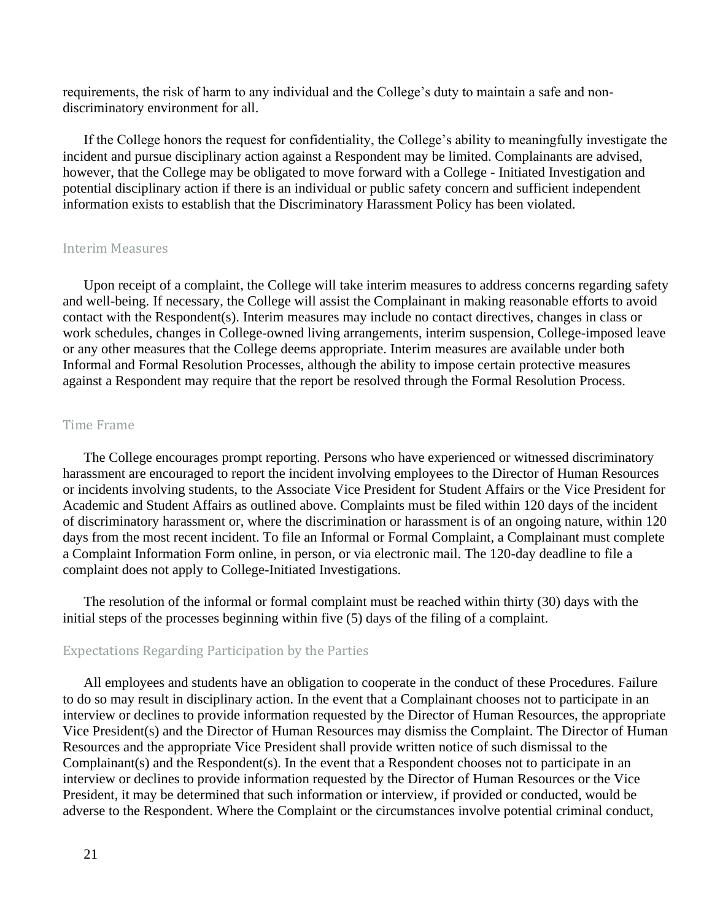requirements, the risk of harm to any individual and the College's duty to maintain a safe and non-discriminatory environment for all.

If the College honors the request for confidentiality, the College's ability to meaningfully investigate the incident and pursue disciplinary action against a Respondent may be limited. Complainants are advised, however, that the College may be obligated to move forward with a College - Initiated Investigation and potential disciplinary action if there is an individual or public safety concern and sufficient independent information exists to establish that the Discriminatory Harassment Policy has been violated.

### Interim Measures

Upon receipt of a complaint, the College will take interim measures to address concerns regarding safety and well-being. If necessary, the College will assist the Complainant in making reasonable efforts to avoid contact with the Respondent(s). Interim measures may include no contact directives, changes in class or work schedules, changes in College-owned living arrangements, interim suspension, College-imposed leave or any other measures that the College deems appropriate. Interim measures are available under both Informal and Formal Resolution Processes, although the ability to impose certain protective measures against a Respondent may require that the report be resolved through the Formal Resolution Process.

### Time Frame

The College encourages prompt reporting. Persons who have experienced or witnessed discriminatory harassment are encouraged to report the incident involving employees to the Director of Human Resources or incidents involving students, to the Associate Vice President for Student Affairs or the Vice President for Academic and Student Affairs as outlined above. Complaints must be filed within 120 days of the incident of discriminatory harassment or, where the discrimination or harassment is of an ongoing nature, within 120 days from the most recent incident. To file an Informal or Formal Complaint, a Complainant must complete a Complaint Information Form online, in person, or via electronic mail. The 120-day deadline to file a complaint does not apply to College-Initiated Investigations.

The resolution of the informal or formal complaint must be reached within thirty (30) days with the initial steps of the processes beginning within five (5) days of the filing of a complaint.

### Expectations Regarding Participation by the Parties

All employees and students have an obligation to cooperate in the conduct of these Procedures. Failure to do so may result in disciplinary action. In the event that a Complainant chooses not to participate in an interview or declines to provide information requested by the Director of Human Resources, the appropriate Vice President(s) and the Director of Human Resources may dismiss the Complaint. The Director of Human Resources and the appropriate Vice President shall provide written notice of such dismissal to the Complainant(s) and the Respondent(s). In the event that a Respondent chooses not to participate in an interview or declines to provide information requested by the Director of Human Resources or the Vice President, it may be determined that such information or interview, if provided or conducted, would be adverse to the Respondent. Where the Complaint or the circumstances involve potential criminal conduct,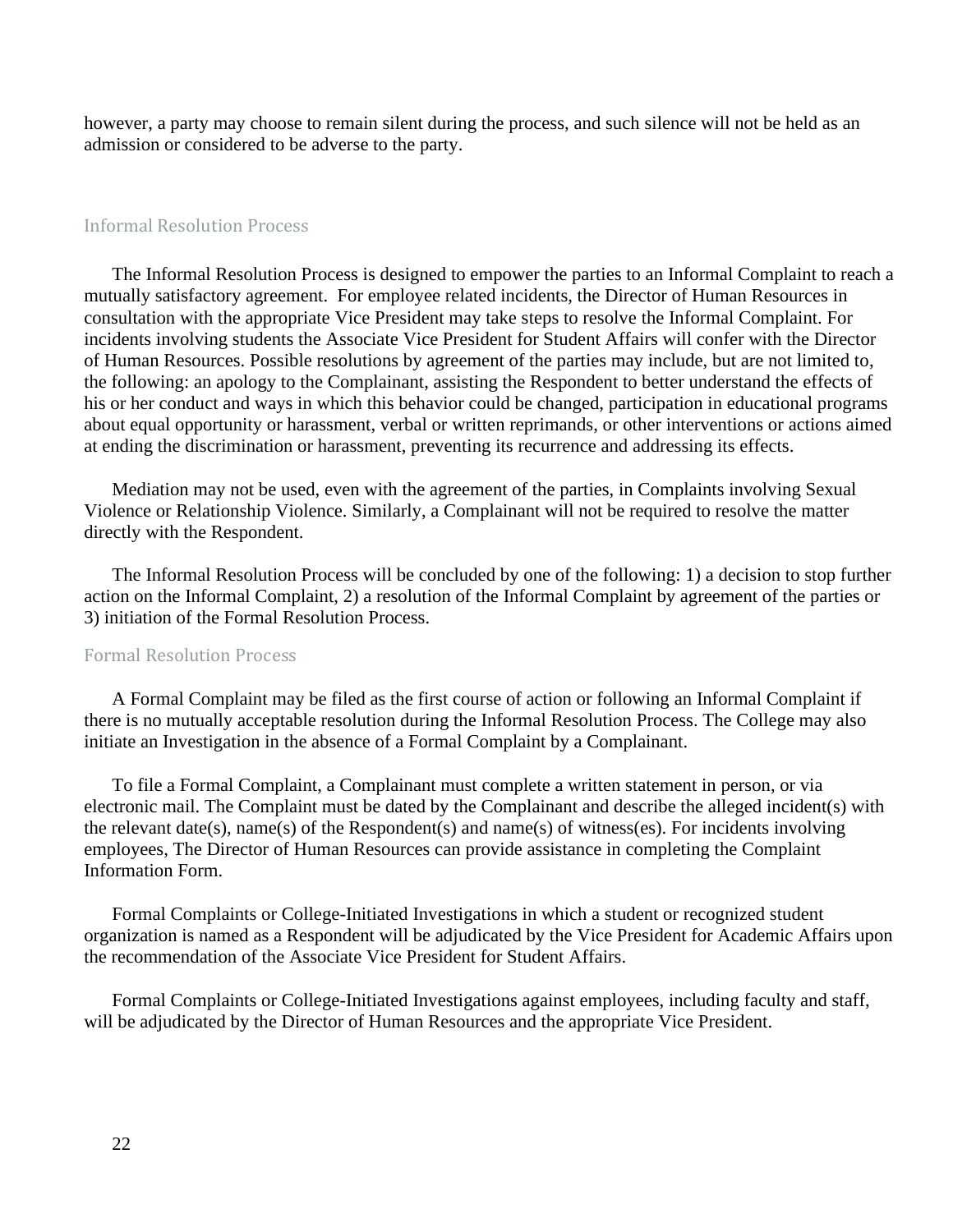however, a party may choose to remain silent during the process, and such silence will not be held as an admission or considered to be adverse to the party.

### Informal Resolution Process

The Informal Resolution Process is designed to empower the parties to an Informal Complaint to reach a mutually satisfactory agreement. For employee related incidents, the Director of Human Resources in consultation with the appropriate Vice President may take steps to resolve the Informal Complaint. For incidents involving students the Associate Vice President for Student Affairs will confer with the Director of Human Resources. Possible resolutions by agreement of the parties may include, but are not limited to, the following: an apology to the Complainant, assisting the Respondent to better understand the effects of his or her conduct and ways in which this behavior could be changed, participation in educational programs about equal opportunity or harassment, verbal or written reprimands, or other interventions or actions aimed at ending the discrimination or harassment, preventing its recurrence and addressing its effects.

Mediation may not be used, even with the agreement of the parties, in Complaints involving Sexual Violence or Relationship Violence. Similarly, a Complainant will not be required to resolve the matter directly with the Respondent.

The Informal Resolution Process will be concluded by one of the following: 1) a decision to stop further action on the Informal Complaint, 2) a resolution of the Informal Complaint by agreement of the parties or 3) initiation of the Formal Resolution Process.

### Formal Resolution Process

A Formal Complaint may be filed as the first course of action or following an Informal Complaint if there is no mutually acceptable resolution during the Informal Resolution Process. The College may also initiate an Investigation in the absence of a Formal Complaint by a Complainant.

To file a Formal Complaint, a Complainant must complete a written statement in person, or via electronic mail. The Complaint must be dated by the Complainant and describe the alleged incident(s) with the relevant date(s), name(s) of the Respondent(s) and name(s) of witness(es). For incidents involving employees, The Director of Human Resources can provide assistance in completing the Complaint Information Form.

Formal Complaints or College-Initiated Investigations in which a student or recognized student organization is named as a Respondent will be adjudicated by the Vice President for Academic Affairs upon the recommendation of the Associate Vice President for Student Affairs.

Formal Complaints or College-Initiated Investigations against employees, including faculty and staff, will be adjudicated by the Director of Human Resources and the appropriate Vice President.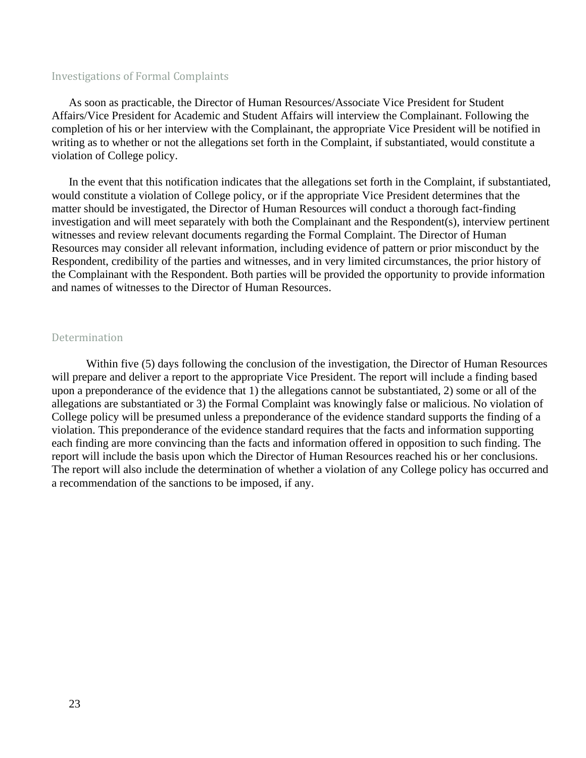## Investigations of Formal Complaints

As soon as practicable, the Director of Human Resources/Associate Vice President for Student Affairs/Vice President for Academic and Student Affairs will interview the Complainant. Following the completion of his or her interview with the Complainant, the appropriate Vice President will be notified in writing as to whether or not the allegations set forth in the Complaint, if substantiated, would constitute a violation of College policy.

In the event that this notification indicates that the allegations set forth in the Complaint, if substantiated, would constitute a violation of College policy, or if the appropriate Vice President determines that the matter should be investigated, the Director of Human Resources will conduct a thorough fact-finding investigation and will meet separately with both the Complainant and the Respondent(s), interview pertinent witnesses and review relevant documents regarding the Formal Complaint. The Director of Human Resources may consider all relevant information, including evidence of pattern or prior misconduct by the Respondent, credibility of the parties and witnesses, and in very limited circumstances, the prior history of the Complainant with the Respondent. Both parties will be provided the opportunity to provide information and names of witnesses to the Director of Human Resources.

## Determination

Within five (5) days following the conclusion of the investigation, the Director of Human Resources will prepare and deliver a report to the appropriate Vice President. The report will include a finding based upon a preponderance of the evidence that 1) the allegations cannot be substantiated, 2) some or all of the allegations are substantiated or 3) the Formal Complaint was knowingly false or malicious. No violation of College policy will be presumed unless a preponderance of the evidence standard supports the finding of a violation. This preponderance of the evidence standard requires that the facts and information supporting each finding are more convincing than the facts and information offered in opposition to such finding. The report will include the basis upon which the Director of Human Resources reached his or her conclusions. The report will also include the determination of whether a violation of any College policy has occurred and a recommendation of the sanctions to be imposed, if any.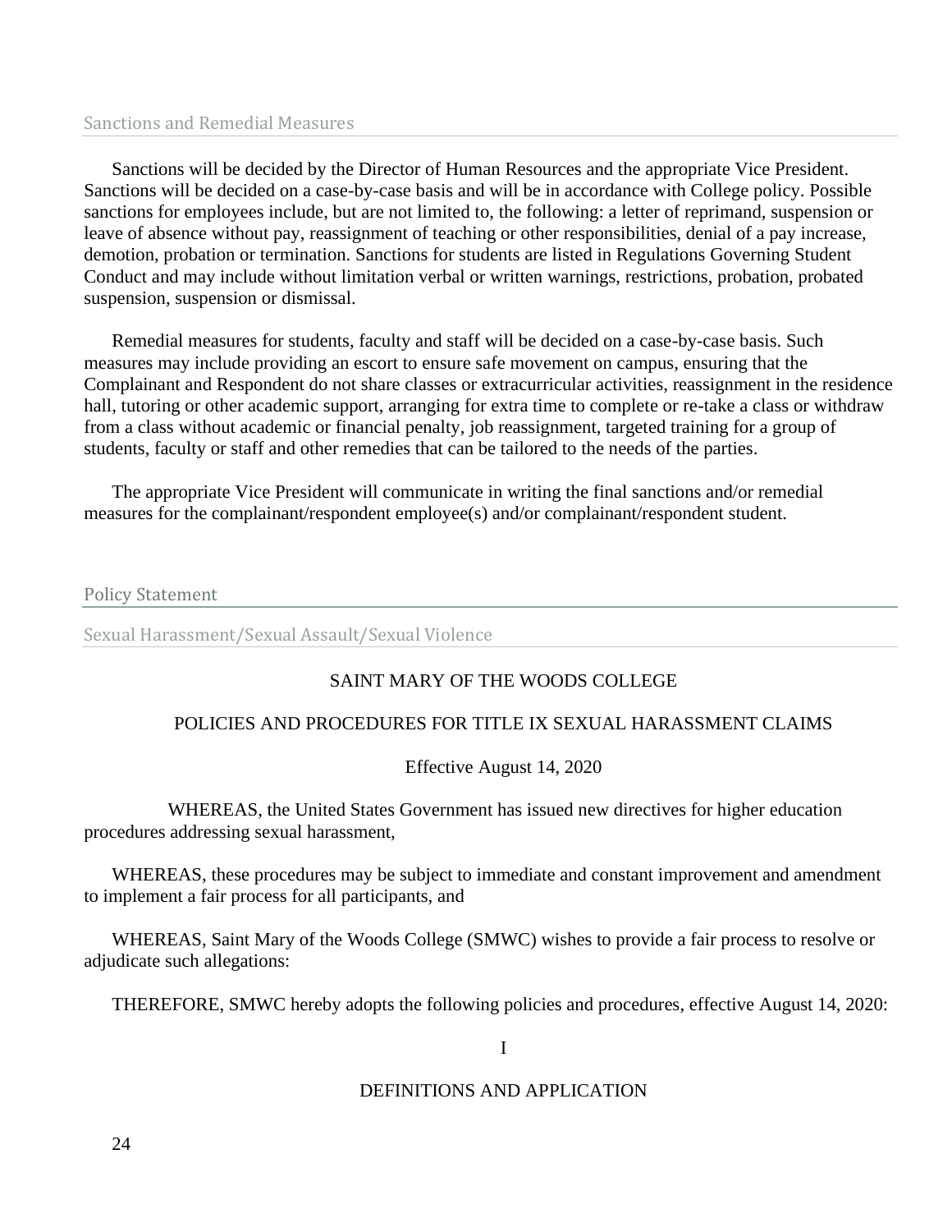## Sanctions and Remedial Measures

Sanctions will be decided by the Director of Human Resources and the appropriate Vice President. Sanctions will be decided on a case-by-case basis and will be in accordance with College policy. Possible sanctions for employees include, but are not limited to, the following: a letter of reprimand, suspension or leave of absence without pay, reassignment of teaching or other responsibilities, denial of a pay increase, demotion, probation or termination. Sanctions for students are listed in Regulations Governing Student Conduct and may include without limitation verbal or written warnings, restrictions, probation, probated suspension, suspension or dismissal.

Remedial measures for students, faculty and staff will be decided on a case-by-case basis. Such measures may include providing an escort to ensure safe movement on campus, ensuring that the Complainant and Respondent do not share classes or extracurricular activities, reassignment in the residence hall, tutoring or other academic support, arranging for extra time to complete or re-take a class or withdraw from a class without academic or financial penalty, job reassignment, targeted training for a group of students, faculty or staff and other remedies that can be tailored to the needs of the parties.

The appropriate Vice President will communicate in writing the final sanctions and/or remedial measures for the complainant/respondent employee(s) and/or complainant/respondent student.

# Policy Statement

## Sexual Harassment/Sexual Assault/Sexual Violence

SAINT MARY OF THE WOODS COLLEGE

POLICIES AND PROCEDURES FOR TITLE IX SEXUAL HARASSMENT CLAIMS

Effective August 14, 2020

WHEREAS, the United States Government has issued new directives for higher education procedures addressing sexual harassment,

WHEREAS, these procedures may be subject to immediate and constant improvement and amendment to implement a fair process for all participants, and

WHEREAS, Saint Mary of the Woods College (SMWC) wishes to provide a fair process to resolve or adjudicate such allegations:

THEREFORE, SMWC hereby adopts the following policies and procedures, effective August 14, 2020:

I

DEFINITIONS AND APPLICATION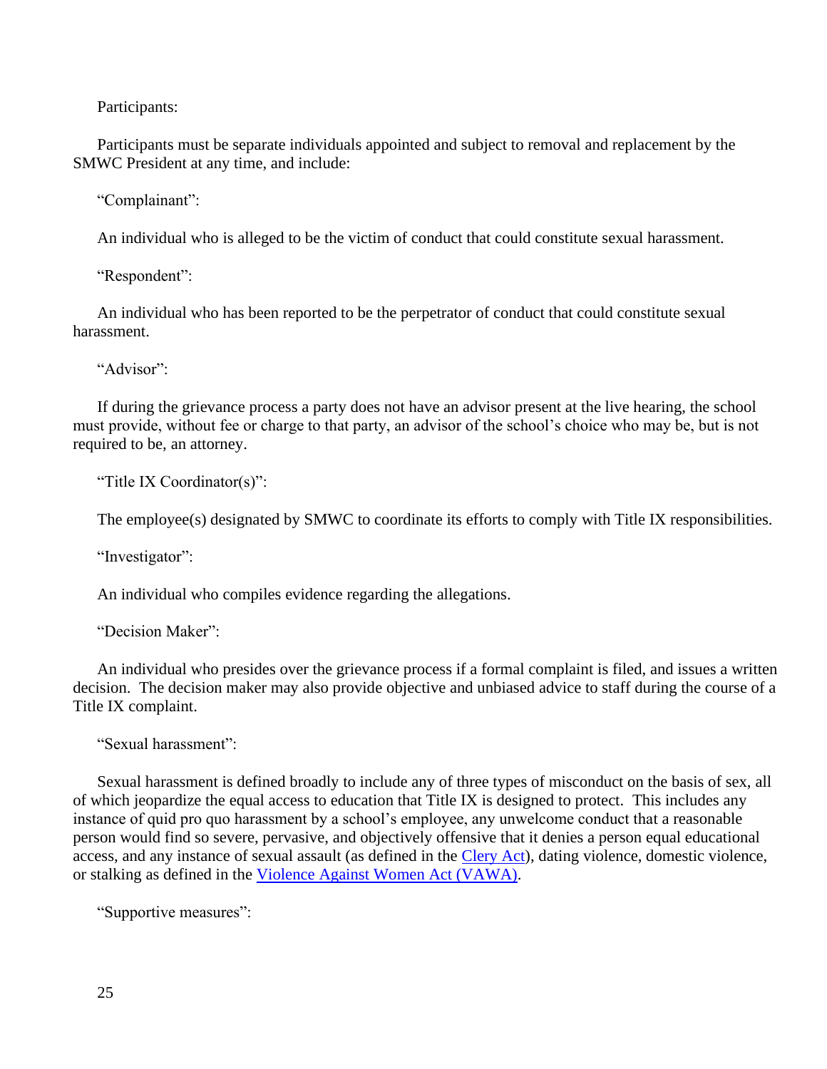Participants:

Participants must be separate individuals appointed and subject to removal and replacement by the SMWC President at any time, and include:

“Complainant”:

An individual who is alleged to be the victim of conduct that could constitute sexual harassment.

“Respondent”:

An individual who has been reported to be the perpetrator of conduct that could constitute sexual harassment.

“Advisor”:

If during the grievance process a party does not have an advisor present at the live hearing, the school must provide, without fee or charge to that party, an advisor of the school’s choice who may be, but is not required to be, an attorney.

“Title IX Coordinator(s)”:

The employee(s) designated by SMWC to coordinate its efforts to comply with Title IX responsibilities.

“Investigator”:

An individual who compiles evidence regarding the allegations.

“Decision Maker”:

An individual who presides over the grievance process if a formal complaint is filed, and issues a written decision. The decision maker may also provide objective and unbiased advice to staff during the course of a Title IX complaint.

“Sexual harassment”:

Sexual harassment is defined broadly to include any of three types of misconduct on the basis of sex, all of which jeopardize the equal access to education that Title IX is designed to protect. This includes any instance of quid pro quo harassment by a school’s employee, any unwelcome conduct that a reasonable person would find so severe, pervasive, and objectively offensive that it denies a person equal educational access, and any instance of sexual assault (as defined in the Clery Act), dating violence, domestic violence, or stalking as defined in the Violence Against Women Act (VAWA).

“Supportive measures”: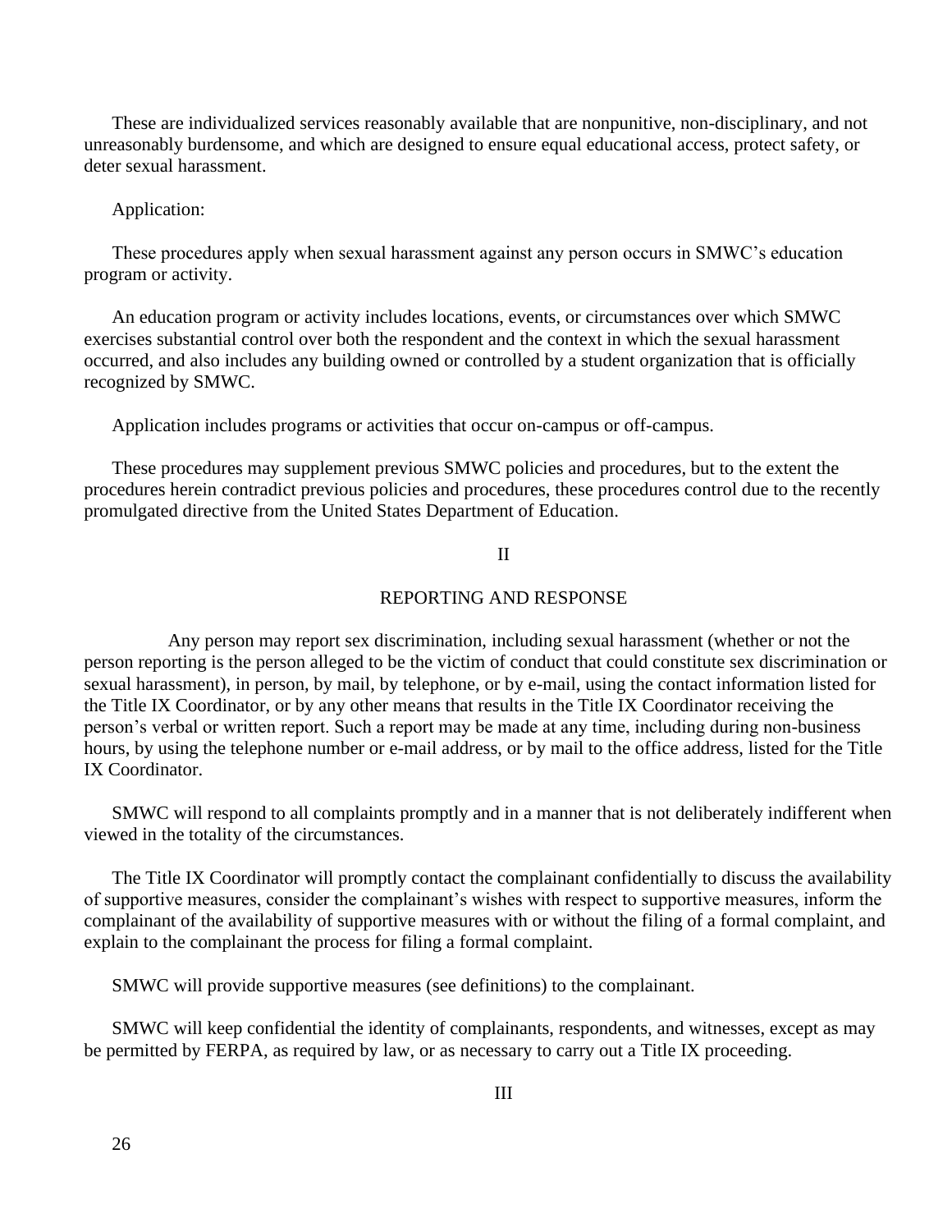These are individualized services reasonably available that are nonpunitive, non-disciplinary, and not unreasonably burdensome, and which are designed to ensure equal educational access, protect safety, or deter sexual harassment.

Application:

These procedures apply when sexual harassment against any person occurs in SMWC's education program or activity.

An education program or activity includes locations, events, or circumstances over which SMWC exercises substantial control over both the respondent and the context in which the sexual harassment occurred, and also includes any building owned or controlled by a student organization that is officially recognized by SMWC.

Application includes programs or activities that occur on-campus or off-campus.

These procedures may supplement previous SMWC policies and procedures, but to the extent the procedures herein contradict previous policies and procedures, these procedures control due to the recently promulgated directive from the United States Department of Education.

## II

## REPORTING AND RESPONSE

Any person may report sex discrimination, including sexual harassment (whether or not the person reporting is the person alleged to be the victim of conduct that could constitute sex discrimination or sexual harassment), in person, by mail, by telephone, or by e-mail, using the contact information listed for the Title IX Coordinator, or by any other means that results in the Title IX Coordinator receiving the person's verbal or written report. Such a report may be made at any time, including during non-business hours, by using the telephone number or e-mail address, or by mail to the office address, listed for the Title IX Coordinator.

SMWC will respond to all complaints promptly and in a manner that is not deliberately indifferent when viewed in the totality of the circumstances.

The Title IX Coordinator will promptly contact the complainant confidentially to discuss the availability of supportive measures, consider the complainant's wishes with respect to supportive measures, inform the complainant of the availability of supportive measures with or without the filing of a formal complaint, and explain to the complainant the process for filing a formal complaint.

SMWC will provide supportive measures (see definitions) to the complainant.

SMWC will keep confidential the identity of complainants, respondents, and witnesses, except as may be permitted by FERPA, as required by law, or as necessary to carry out a Title IX proceeding.

## III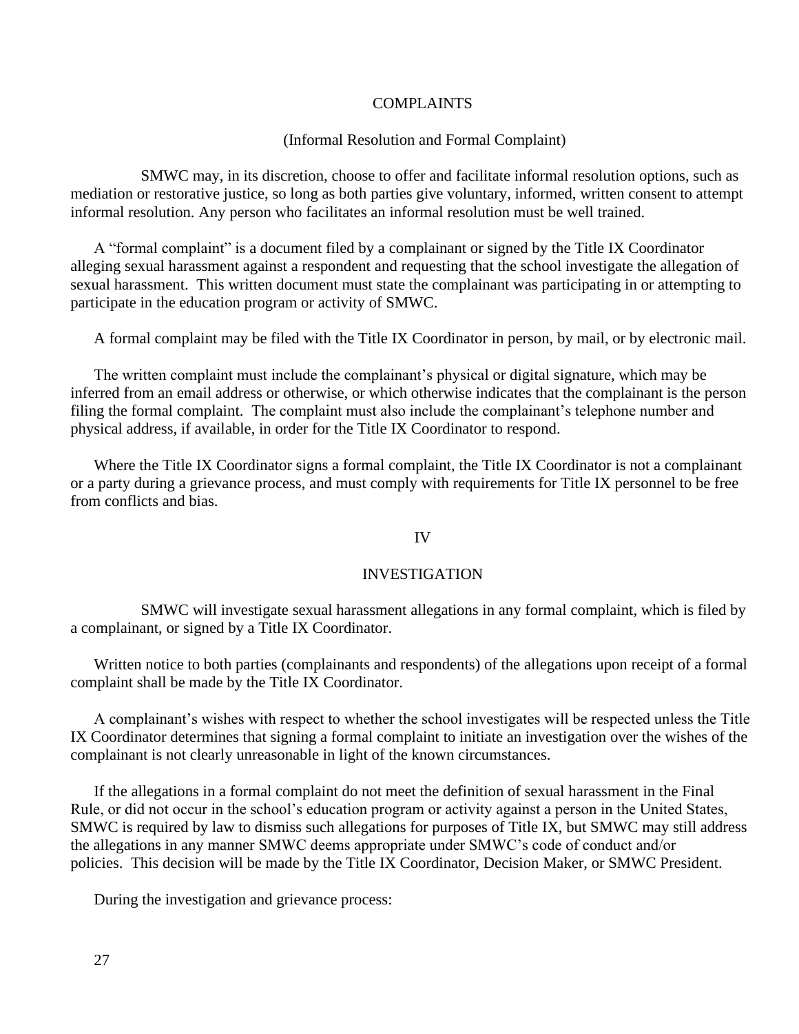## COMPLAINTS

### (Informal Resolution and Formal Complaint)

SMWC may, in its discretion, choose to offer and facilitate informal resolution options, such as mediation or restorative justice, so long as both parties give voluntary, informed, written consent to attempt informal resolution. Any person who facilitates an informal resolution must be well trained.

A "formal complaint" is a document filed by a complainant or signed by the Title IX Coordinator alleging sexual harassment against a respondent and requesting that the school investigate the allegation of sexual harassment. This written document must state the complainant was participating in or attempting to participate in the education program or activity of SMWC.

A formal complaint may be filed with the Title IX Coordinator in person, by mail, or by electronic mail.

The written complaint must include the complainant's physical or digital signature, which may be inferred from an email address or otherwise, or which otherwise indicates that the complainant is the person filing the formal complaint. The complaint must also include the complainant's telephone number and physical address, if available, in order for the Title IX Coordinator to respond.

Where the Title IX Coordinator signs a formal complaint, the Title IX Coordinator is not a complainant or a party during a grievance process, and must comply with requirements for Title IX personnel to be free from conflicts and bias.

## IV

## INVESTIGATION

SMWC will investigate sexual harassment allegations in any formal complaint, which is filed by a complainant, or signed by a Title IX Coordinator.

Written notice to both parties (complainants and respondents) of the allegations upon receipt of a formal complaint shall be made by the Title IX Coordinator.

A complainant's wishes with respect to whether the school investigates will be respected unless the Title IX Coordinator determines that signing a formal complaint to initiate an investigation over the wishes of the complainant is not clearly unreasonable in light of the known circumstances.

If the allegations in a formal complaint do not meet the definition of sexual harassment in the Final Rule, or did not occur in the school's education program or activity against a person in the United States, SMWC is required by law to dismiss such allegations for purposes of Title IX, but SMWC may still address the allegations in any manner SMWC deems appropriate under SMWC's code of conduct and/or policies. This decision will be made by the Title IX Coordinator, Decision Maker, or SMWC President.

During the investigation and grievance process: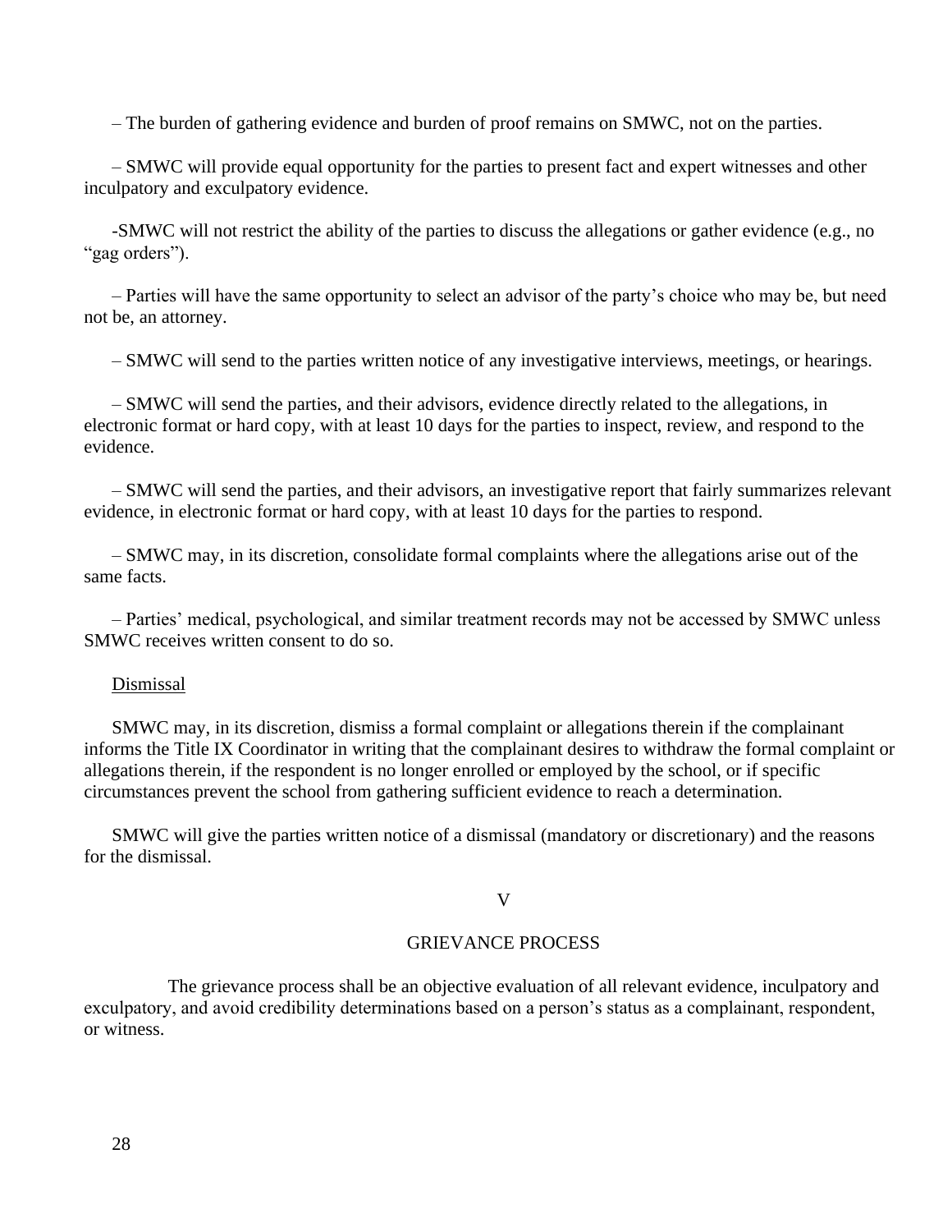– The burden of gathering evidence and burden of proof remains on SMWC, not on the parties.

– SMWC will provide equal opportunity for the parties to present fact and expert witnesses and other inculpatory and exculpatory evidence.

-SMWC will not restrict the ability of the parties to discuss the allegations or gather evidence (e.g., no "gag orders").

– Parties will have the same opportunity to select an advisor of the party's choice who may be, but need not be, an attorney.

– SMWC will send to the parties written notice of any investigative interviews, meetings, or hearings.

– SMWC will send the parties, and their advisors, evidence directly related to the allegations, in electronic format or hard copy, with at least 10 days for the parties to inspect, review, and respond to the evidence.

– SMWC will send the parties, and their advisors, an investigative report that fairly summarizes relevant evidence, in electronic format or hard copy, with at least 10 days for the parties to respond.

– SMWC may, in its discretion, consolidate formal complaints where the allegations arise out of the same facts.

– Parties' medical, psychological, and similar treatment records may not be accessed by SMWC unless SMWC receives written consent to do so.

Dismissal

SMWC may, in its discretion, dismiss a formal complaint or allegations therein if the complainant informs the Title IX Coordinator in writing that the complainant desires to withdraw the formal complaint or allegations therein, if the respondent is no longer enrolled or employed by the school, or if specific circumstances prevent the school from gathering sufficient evidence to reach a determination.

SMWC will give the parties written notice of a dismissal (mandatory or discretionary) and the reasons for the dismissal.

## V

## GRIEVANCE PROCESS

The grievance process shall be an objective evaluation of all relevant evidence, inculpatory and exculpatory, and avoid credibility determinations based on a person's status as a complainant, respondent, or witness.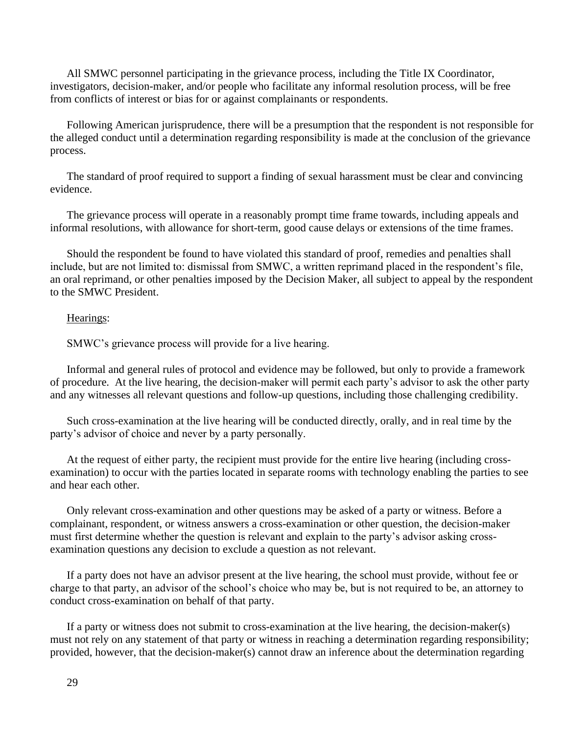All SMWC personnel participating in the grievance process, including the Title IX Coordinator, investigators, decision-maker, and/or people who facilitate any informal resolution process, will be free from conflicts of interest or bias for or against complainants or respondents.

Following American jurisprudence, there will be a presumption that the respondent is not responsible for the alleged conduct until a determination regarding responsibility is made at the conclusion of the grievance process.

The standard of proof required to support a finding of sexual harassment must be clear and convincing evidence.

The grievance process will operate in a reasonably prompt time frame towards, including appeals and informal resolutions, with allowance for short-term, good cause delays or extensions of the time frames.

Should the respondent be found to have violated this standard of proof, remedies and penalties shall include, but are not limited to: dismissal from SMWC, a written reprimand placed in the respondent's file, an oral reprimand, or other penalties imposed by the Decision Maker, all subject to appeal by the respondent to the SMWC President.

Hearings:

SMWC's grievance process will provide for a live hearing.

Informal and general rules of protocol and evidence may be followed, but only to provide a framework of procedure. At the live hearing, the decision-maker will permit each party's advisor to ask the other party and any witnesses all relevant questions and follow-up questions, including those challenging credibility.

Such cross-examination at the live hearing will be conducted directly, orally, and in real time by the party's advisor of choice and never by a party personally.

At the request of either party, the recipient must provide for the entire live hearing (including cross-examination) to occur with the parties located in separate rooms with technology enabling the parties to see and hear each other.

Only relevant cross-examination and other questions may be asked of a party or witness. Before a complainant, respondent, or witness answers a cross-examination or other question, the decision-maker must first determine whether the question is relevant and explain to the party's advisor asking cross-examination questions any decision to exclude a question as not relevant.

If a party does not have an advisor present at the live hearing, the school must provide, without fee or charge to that party, an advisor of the school's choice who may be, but is not required to be, an attorney to conduct cross-examination on behalf of that party.

If a party or witness does not submit to cross-examination at the live hearing, the decision-maker(s) must not rely on any statement of that party or witness in reaching a determination regarding responsibility; provided, however, that the decision-maker(s) cannot draw an inference about the determination regarding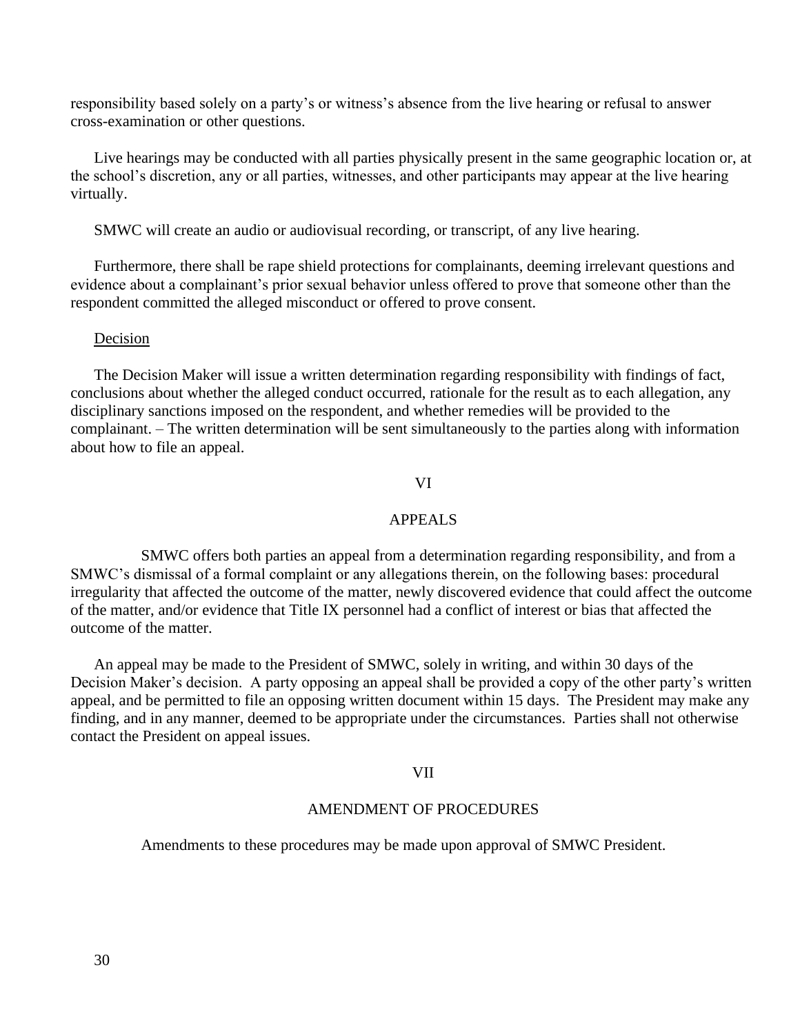responsibility based solely on a party's or witness's absence from the live hearing or refusal to answer cross-examination or other questions.

Live hearings may be conducted with all parties physically present in the same geographic location or, at the school's discretion, any or all parties, witnesses, and other participants may appear at the live hearing virtually.

SMWC will create an audio or audiovisual recording, or transcript, of any live hearing.

Furthermore, there shall be rape shield protections for complainants, deeming irrelevant questions and evidence about a complainant's prior sexual behavior unless offered to prove that someone other than the respondent committed the alleged misconduct or offered to prove consent.

<u>Decision</u>

The Decision Maker will issue a written determination regarding responsibility with findings of fact, conclusions about whether the alleged conduct occurred, rationale for the result as to each allegation, any disciplinary sanctions imposed on the respondent, and whether remedies will be provided to the complainant. – The written determination will be sent simultaneously to the parties along with information about how to file an appeal.

## VI

## APPEALS

SMWC offers both parties an appeal from a determination regarding responsibility, and from a SMWC's dismissal of a formal complaint or any allegations therein, on the following bases: procedural irregularity that affected the outcome of the matter, newly discovered evidence that could affect the outcome of the matter, and/or evidence that Title IX personnel had a conflict of interest or bias that affected the outcome of the matter.

An appeal may be made to the President of SMWC, solely in writing, and within 30 days of the Decision Maker's decision. A party opposing an appeal shall be provided a copy of the other party's written appeal, and be permitted to file an opposing written document within 15 days. The President may make any finding, and in any manner, deemed to be appropriate under the circumstances. Parties shall not otherwise contact the President on appeal issues.

## VII

## AMENDMENT OF PROCEDURES

Amendments to these procedures may be made upon approval of SMWC President.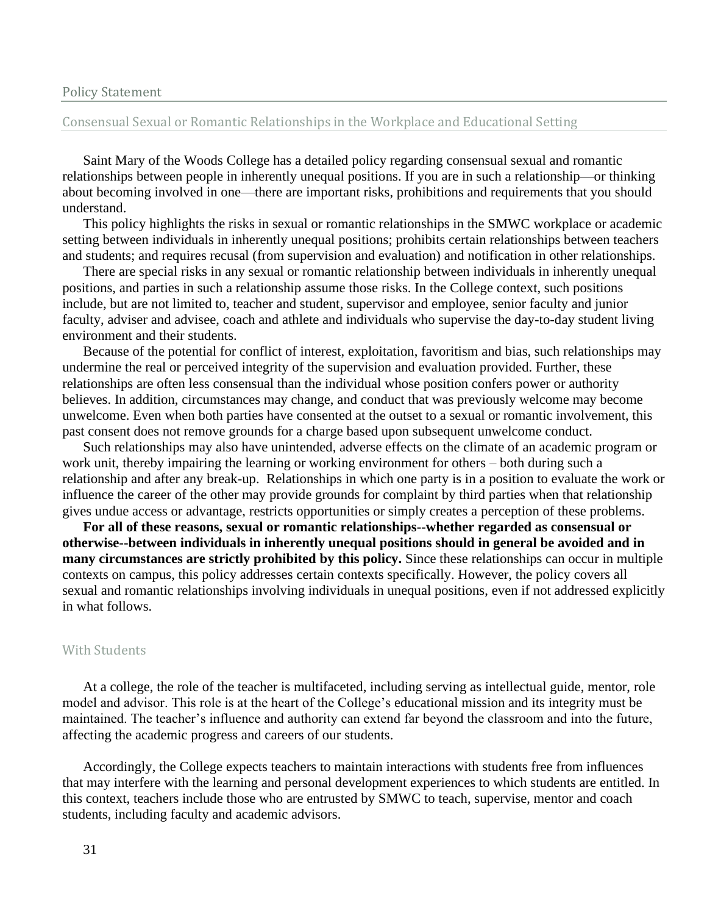## Policy Statement

### Consensual Sexual or Romantic Relationships in the Workplace and Educational Setting

Saint Mary of the Woods College has a detailed policy regarding consensual sexual and romantic relationships between people in inherently unequal positions. If you are in such a relationship—or thinking about becoming involved in one—there are important risks, prohibitions and requirements that you should understand.

This policy highlights the risks in sexual or romantic relationships in the SMWC workplace or academic setting between individuals in inherently unequal positions; prohibits certain relationships between teachers and students; and requires recusal (from supervision and evaluation) and notification in other relationships.

There are special risks in any sexual or romantic relationship between individuals in inherently unequal positions, and parties in such a relationship assume those risks. In the College context, such positions include, but are not limited to, teacher and student, supervisor and employee, senior faculty and junior faculty, adviser and advisee, coach and athlete and individuals who supervise the day-to-day student living environment and their students.

Because of the potential for conflict of interest, exploitation, favoritism and bias, such relationships may undermine the real or perceived integrity of the supervision and evaluation provided. Further, these relationships are often less consensual than the individual whose position confers power or authority believes. In addition, circumstances may change, and conduct that was previously welcome may become unwelcome. Even when both parties have consented at the outset to a sexual or romantic involvement, this past consent does not remove grounds for a charge based upon subsequent unwelcome conduct.

Such relationships may also have unintended, adverse effects on the climate of an academic program or work unit, thereby impairing the learning or working environment for others – both during such a relationship and after any break-up. Relationships in which one party is in a position to evaluate the work or influence the career of the other may provide grounds for complaint by third parties when that relationship gives undue access or advantage, restricts opportunities or simply creates a perception of these problems.

**For all of these reasons, sexual or romantic relationships--whether regarded as consensual or otherwise--between individuals in inherently unequal positions should in general be avoided and in many circumstances are strictly prohibited by this policy.** Since these relationships can occur in multiple contexts on campus, this policy addresses certain contexts specifically. However, the policy covers all sexual and romantic relationships involving individuals in unequal positions, even if not addressed explicitly in what follows.

### With Students

At a college, the role of the teacher is multifaceted, including serving as intellectual guide, mentor, role model and advisor. This role is at the heart of the College's educational mission and its integrity must be maintained. The teacher's influence and authority can extend far beyond the classroom and into the future, affecting the academic progress and careers of our students.

Accordingly, the College expects teachers to maintain interactions with students free from influences that may interfere with the learning and personal development experiences to which students are entitled. In this context, teachers include those who are entrusted by SMWC to teach, supervise, mentor and coach students, including faculty and academic advisors.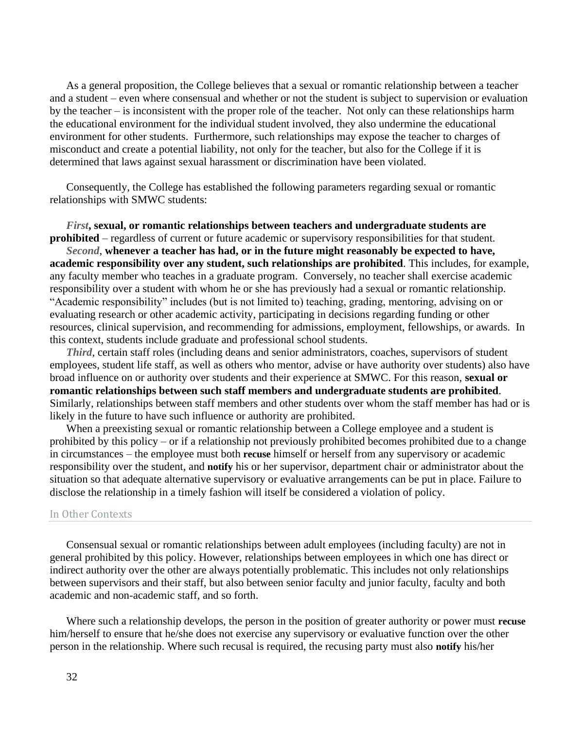As a general proposition, the College believes that a sexual or romantic relationship between a teacher and a student – even where consensual and whether or not the student is subject to supervision or evaluation by the teacher – is inconsistent with the proper role of the teacher. Not only can these relationships harm the educational environment for the individual student involved, they also undermine the educational environment for other students. Furthermore, such relationships may expose the teacher to charges of misconduct and create a potential liability, not only for the teacher, but also for the College if it is determined that laws against sexual harassment or discrimination have been violated.

Consequently, the College has established the following parameters regarding sexual or romantic relationships with SMWC students:

***First*, sexual, or romantic relationships between teachers and undergraduate students are prohibited** – regardless of current or future academic or supervisory responsibilities for that student.

***Second***, **whenever a teacher has had, or in the future might reasonably be expected to have, academic responsibility over any student, such relationships are prohibited**. This includes, for example, any faculty member who teaches in a graduate program. Conversely, no teacher shall exercise academic responsibility over a student with whom he or she has previously had a sexual or romantic relationship. "Academic responsibility" includes (but is not limited to) teaching, grading, mentoring, advising on or evaluating research or other academic activity, participating in decisions regarding funding or other resources, clinical supervision, and recommending for admissions, employment, fellowships, or awards. In this context, students include graduate and professional school students.

***Third***, certain staff roles (including deans and senior administrators, coaches, supervisors of student employees, student life staff, as well as others who mentor, advise or have authority over students) also have broad influence on or authority over students and their experience at SMWC. For this reason, **sexual or romantic relationships between such staff members and undergraduate students are prohibited**. Similarly, relationships between staff members and other students over whom the staff member has had or is likely in the future to have such influence or authority are prohibited.

When a preexisting sexual or romantic relationship between a College employee and a student is prohibited by this policy – or if a relationship not previously prohibited becomes prohibited due to a change in circumstances – the employee must both **recuse** himself or herself from any supervisory or academic responsibility over the student, and **notify** his or her supervisor, department chair or administrator about the situation so that adequate alternative supervisory or evaluative arrangements can be put in place. Failure to disclose the relationship in a timely fashion will itself be considered a violation of policy.

### In Other Contexts

Consensual sexual or romantic relationships between adult employees (including faculty) are not in general prohibited by this policy. However, relationships between employees in which one has direct or indirect authority over the other are always potentially problematic. This includes not only relationships between supervisors and their staff, but also between senior faculty and junior faculty, faculty and both academic and non-academic staff, and so forth.

Where such a relationship develops, the person in the position of greater authority or power must **recuse** him/herself to ensure that he/she does not exercise any supervisory or evaluative function over the other person in the relationship. Where such recusal is required, the recusing party must also **notify** his/her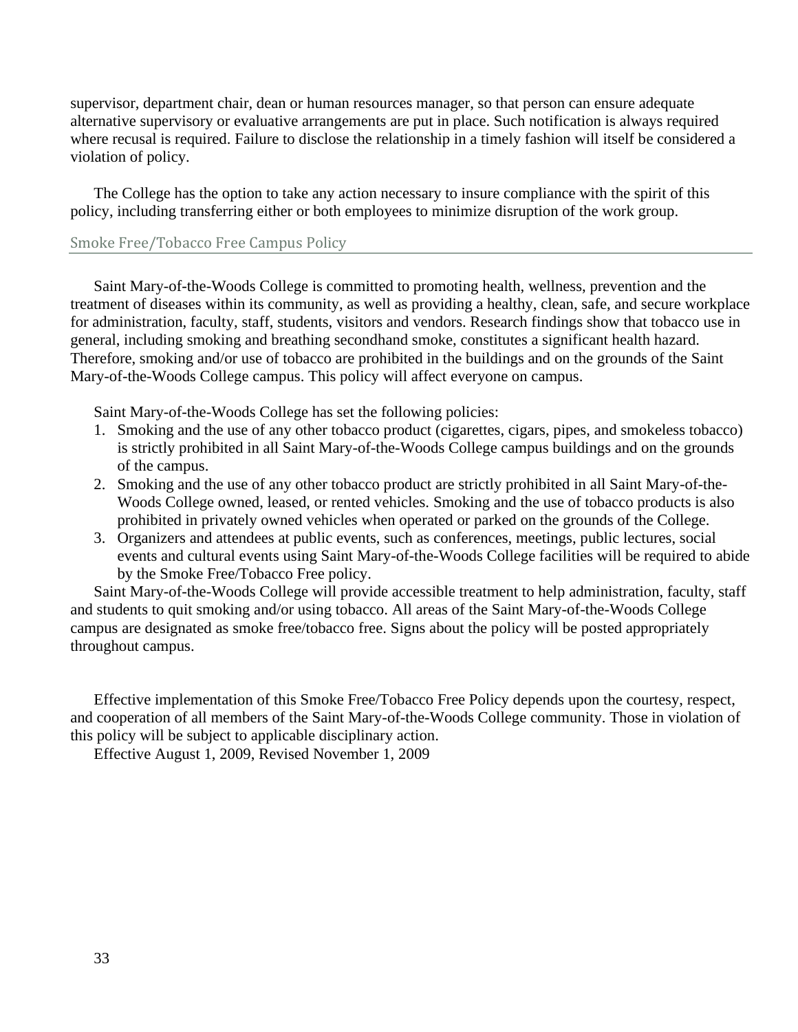supervisor, department chair, dean or human resources manager, so that person can ensure adequate alternative supervisory or evaluative arrangements are put in place. Such notification is always required where recusal is required. Failure to disclose the relationship in a timely fashion will itself be considered a violation of policy.

The College has the option to take any action necessary to insure compliance with the spirit of this policy, including transferring either or both employees to minimize disruption of the work group.

## Smoke Free/Tobacco Free Campus Policy

Saint Mary-of-the-Woods College is committed to promoting health, wellness, prevention and the treatment of diseases within its community, as well as providing a healthy, clean, safe, and secure workplace for administration, faculty, staff, students, visitors and vendors. Research findings show that tobacco use in general, including smoking and breathing secondhand smoke, constitutes a significant health hazard. Therefore, smoking and/or use of tobacco are prohibited in the buildings and on the grounds of the Saint Mary-of-the-Woods College campus. This policy will affect everyone on campus.

Saint Mary-of-the-Woods College has set the following policies:

1. Smoking and the use of any other tobacco product (cigarettes, cigars, pipes, and smokeless tobacco) is strictly prohibited in all Saint Mary-of-the-Woods College campus buildings and on the grounds of the campus.
2. Smoking and the use of any other tobacco product are strictly prohibited in all Saint Mary-of-the-Woods College owned, leased, or rented vehicles. Smoking and the use of tobacco products is also prohibited in privately owned vehicles when operated or parked on the grounds of the College.
3. Organizers and attendees at public events, such as conferences, meetings, public lectures, social events and cultural events using Saint Mary-of-the-Woods College facilities will be required to abide by the Smoke Free/Tobacco Free policy.

Saint Mary-of-the-Woods College will provide accessible treatment to help administration, faculty, staff and students to quit smoking and/or using tobacco. All areas of the Saint Mary-of-the-Woods College campus are designated as smoke free/tobacco free. Signs about the policy will be posted appropriately throughout campus.

Effective implementation of this Smoke Free/Tobacco Free Policy depends upon the courtesy, respect, and cooperation of all members of the Saint Mary-of-the-Woods College community. Those in violation of this policy will be subject to applicable disciplinary action.

Effective August 1, 2009, Revised November 1, 2009